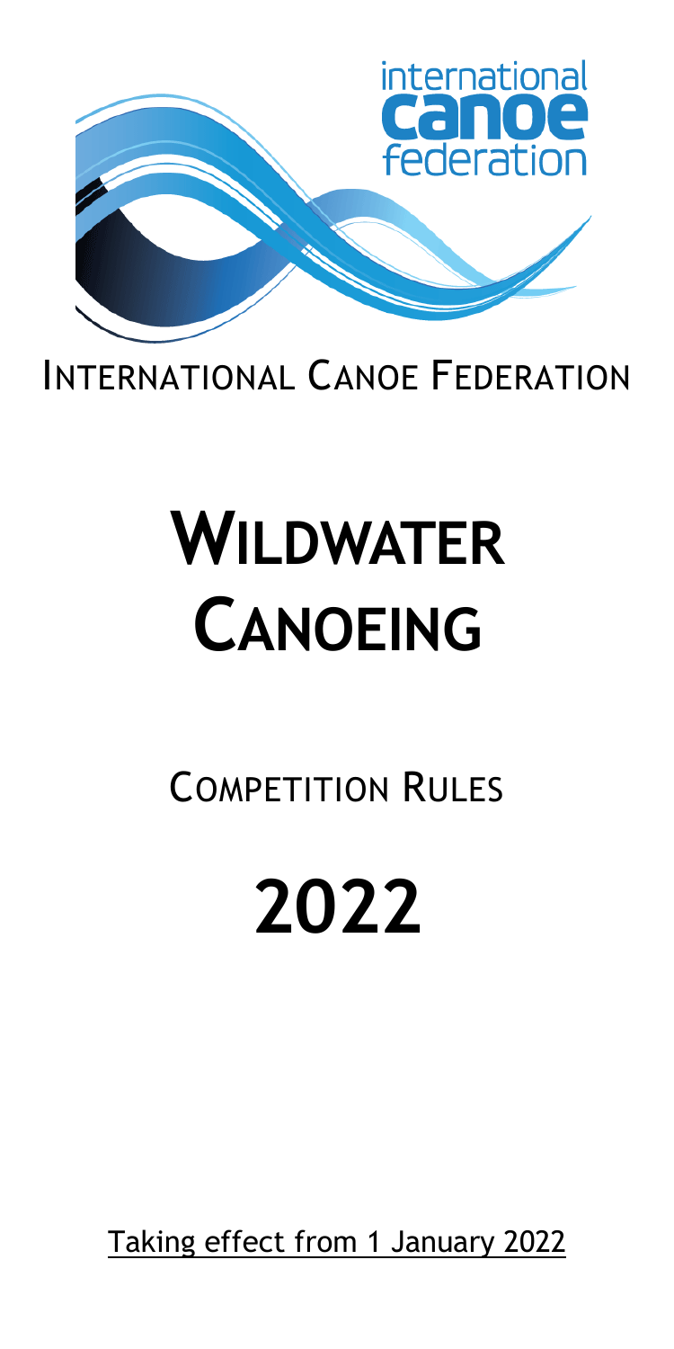international
canoe
federation

INTERNATIONAL CANOE FEDERATION

# WILDWATER CANOEING

## COMPETITION RULES

# 2022

Taking effect from 1 January 2022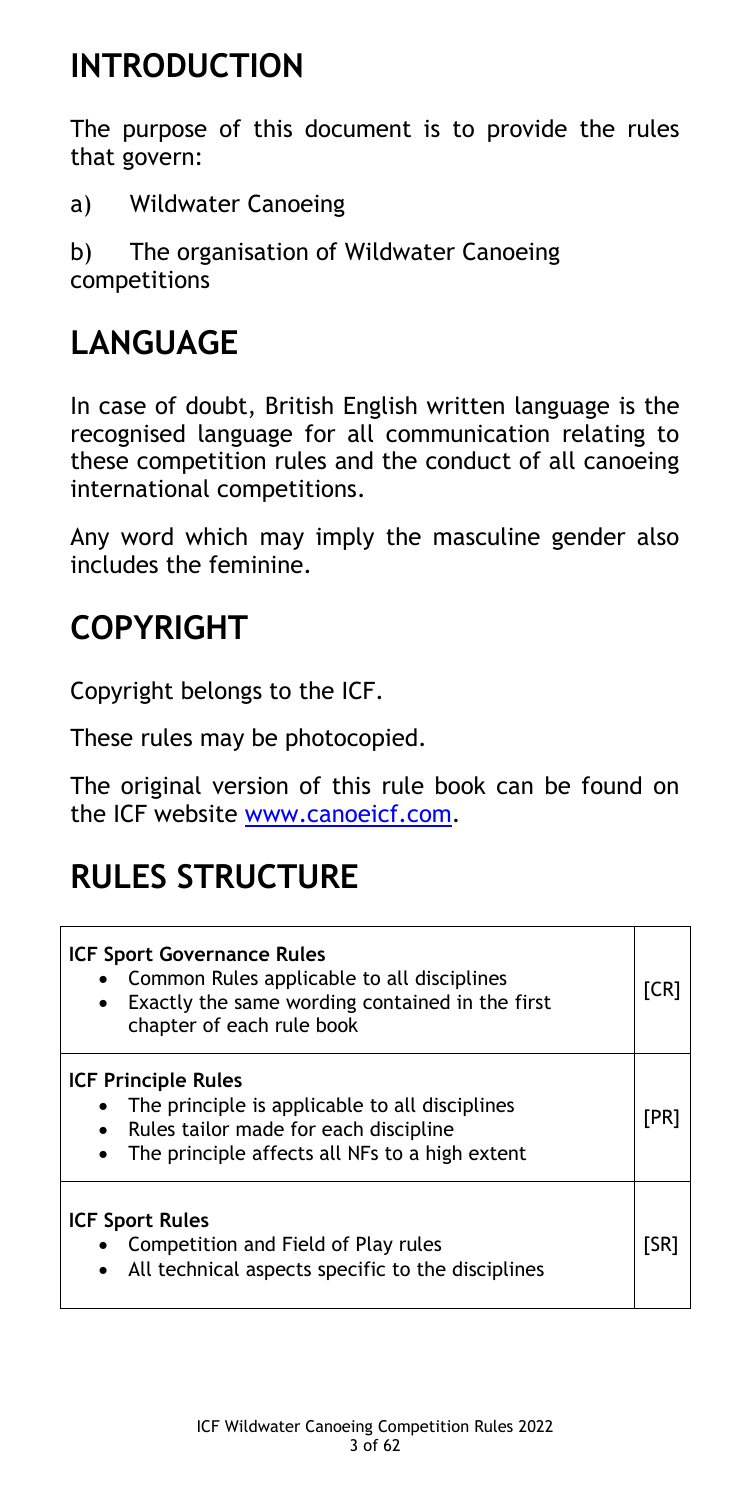# INTRODUCTION

The purpose of this document is to provide the rules that govern:

a) Wildwater Canoeing

b) The organisation of Wildwater Canoeing competitions

# LANGUAGE

In case of doubt, British English written language is the recognised language for all communication relating to these competition rules and the conduct of all canoeing international competitions.

Any word which may imply the masculine gender also includes the feminine.

# COPYRIGHT

Copyright belongs to the ICF.

These rules may be photocopied.

The original version of this rule book can be found on the ICF website www.canoeicf.com.

# RULES STRUCTURE

| | |
|---|---|
| **ICF Sport Governance Rules**<br>• Common Rules applicable to all disciplines<br>• Exactly the same wording contained in the first chapter of each rule book | [CR] |
| **ICF Principle Rules**<br>• The principle is applicable to all disciplines<br>• Rules tailor made for each discipline<br>• The principle affects all NFs to a high extent | [PR] |
| **ICF Sport Rules**<br>• Competition and Field of Play rules<br>• All technical aspects specific to the disciplines | [SR] |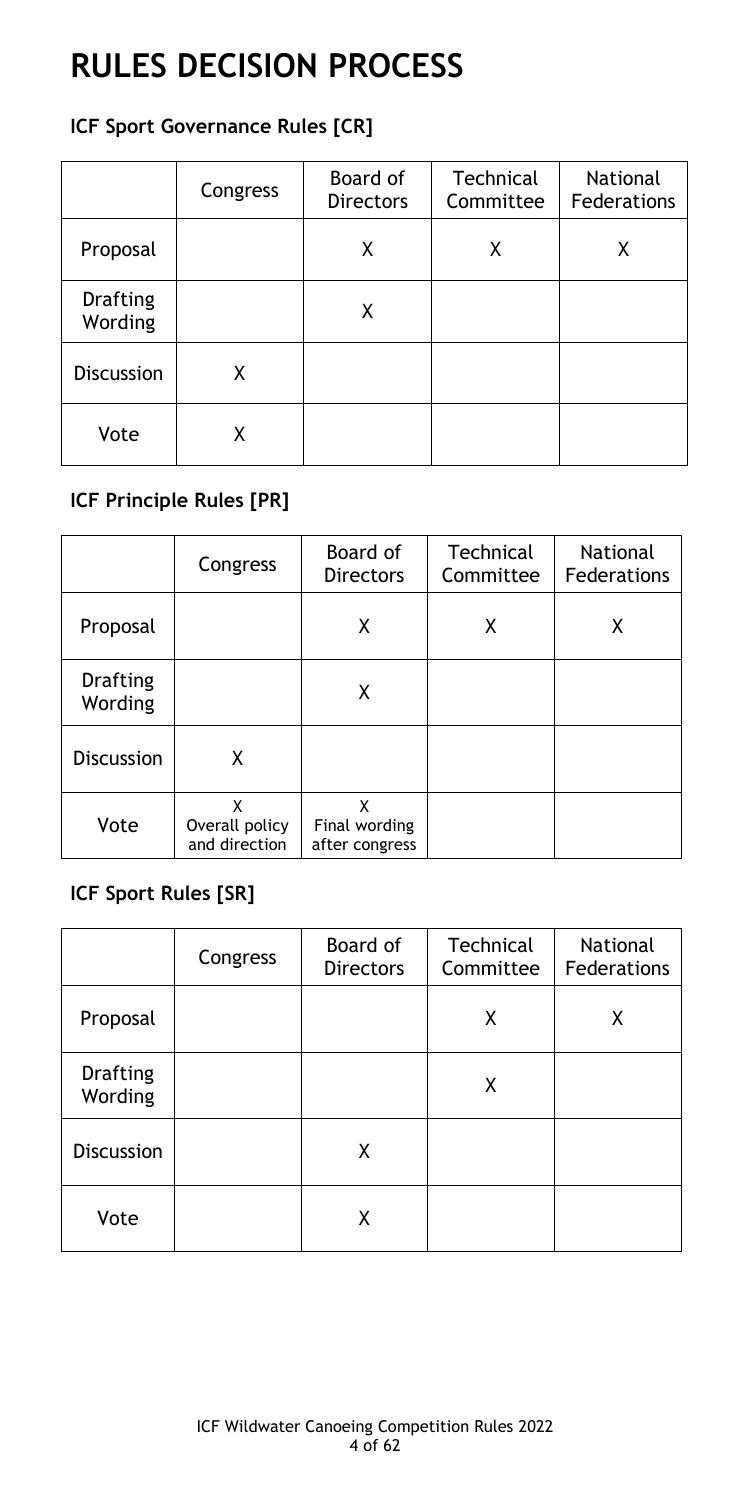# RULES DECISION PROCESS

### ICF Sport Governance Rules [CR]

| | Congress | Board of Directors | Technical Committee | National Federations |
|---|---|---|---|---|
| Proposal | | X | X | X |
| Drafting Wording | | X | | |
| Discussion | X | | | |
| Vote | X | | | |

### ICF Principle Rules [PR]

| | Congress | Board of Directors | Technical Committee | National Federations |
|---|---|---|---|---|
| Proposal | | X | X | X |
| Drafting Wording | | X | | |
| Discussion | X | | | |
| Vote | X Overall policy and direction | X Final wording after congress | | |

### ICF Sport Rules [SR]

| | Congress | Board of Directors | Technical Committee | National Federations |
|---|---|---|---|---|
| Proposal | | | X | X |
| Drafting Wording | | | X | |
| Discussion | | X | | |
| Vote | | X | | |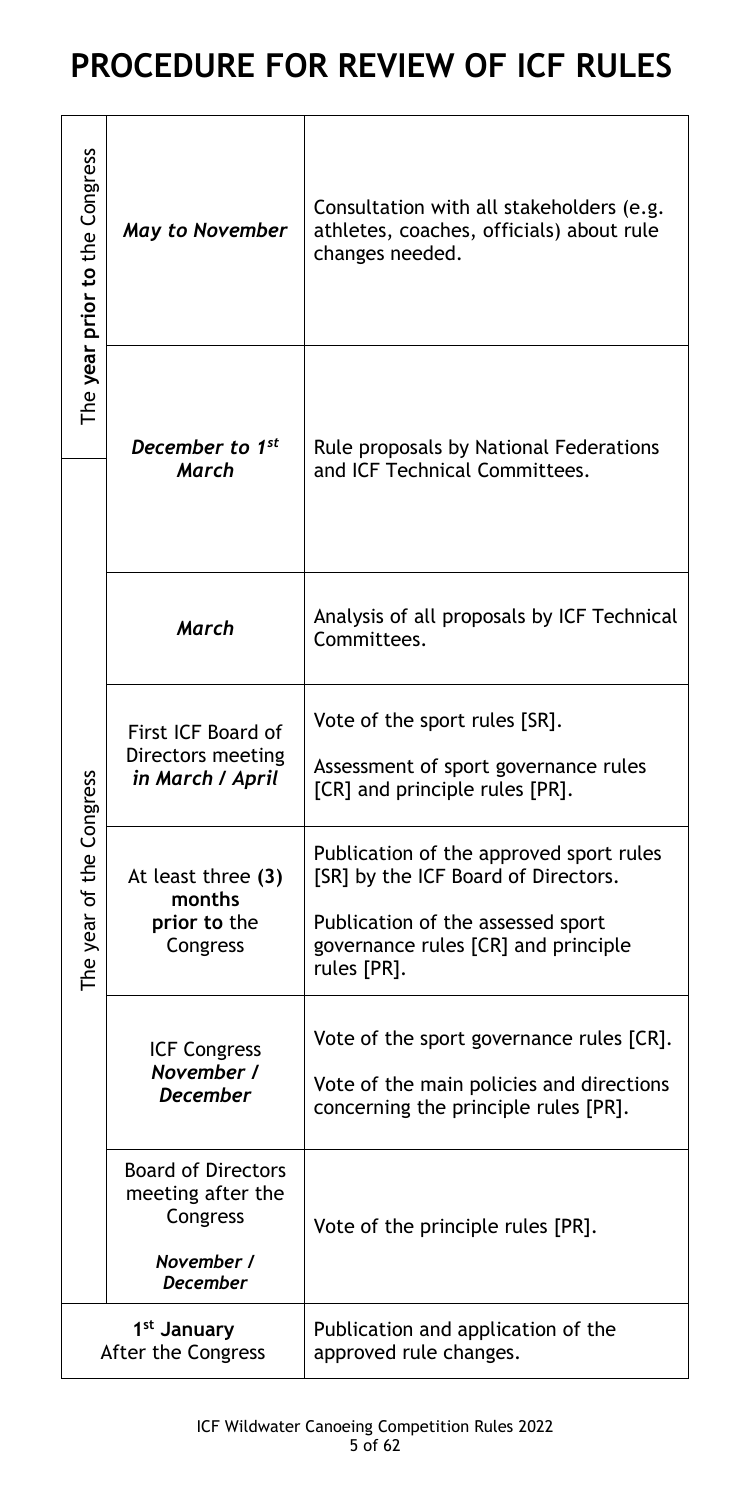# PROCEDURE FOR REVIEW OF ICF RULES

| Period | Timing | Action |
|---|---|---|
| The **year prior to** the Congress | *May to November* | Consultation with all stakeholders (e.g. athletes, coaches, officials) about rule changes needed. |
| The **year prior to** the Congress / The year of the Congress | *December to 1st March* | Rule proposals by National Federations and ICF Technical Committees. |
| The year of the Congress | *March* | Analysis of all proposals by ICF Technical Committees. |
| The year of the Congress | First ICF Board of Directors meeting *in March / April* | Vote of the sport rules [SR].<br><br>Assessment of sport governance rules [CR] and principle rules [PR]. |
| The year of the Congress | At least three **(3)** months **prior to** the Congress | Publication of the approved sport rules [SR] by the ICF Board of Directors.<br><br>Publication of the assessed sport governance rules [CR] and principle rules [PR]. |
| The year of the Congress | ICF Congress *November / December* | Vote of the sport governance rules [CR].<br><br>Vote of the main policies and directions concerning the principle rules [PR]. |
| The year of the Congress | Board of Directors meeting after the Congress<br><br>*November / December* | Vote of the principle rules [PR]. |
| **1st January** After the Congress | | Publication and application of the approved rule changes. |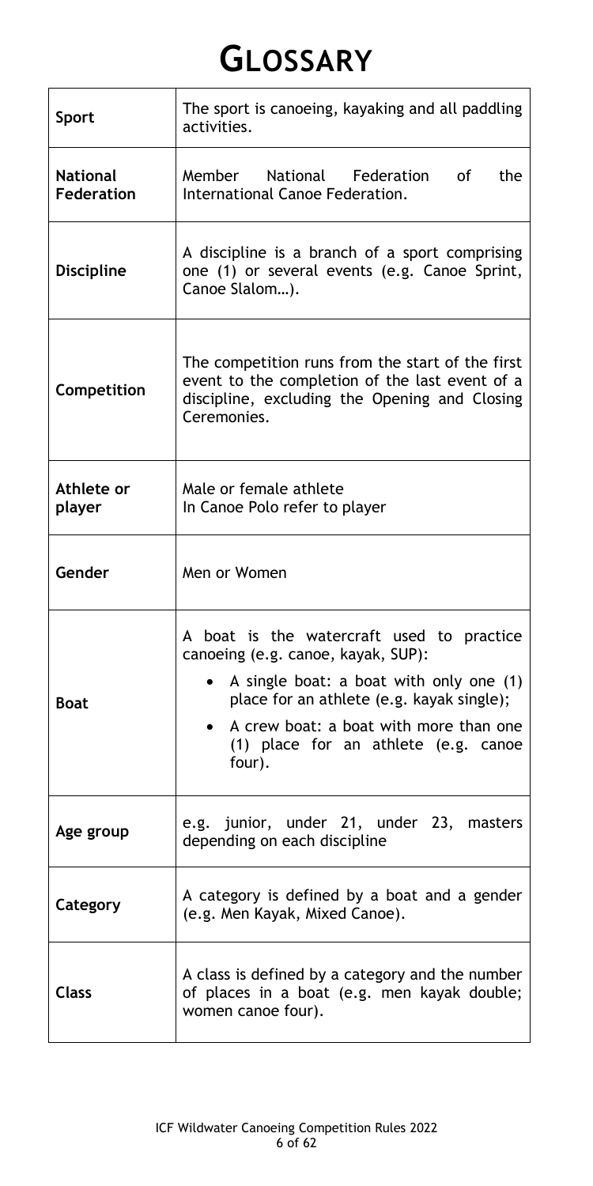# GLOSSARY

| | |
|---|---|
| **Sport** | The sport is canoeing, kayaking and all paddling activities. |
| **National Federation** | Member National Federation of the International Canoe Federation. |
| **Discipline** | A discipline is a branch of a sport comprising one (1) or several events (e.g. Canoe Sprint, Canoe Slalom…). |
| **Competition** | The competition runs from the start of the first event to the completion of the last event of a discipline, excluding the Opening and Closing Ceremonies. |
| **Athlete or player** | Male or female athlete<br>In Canoe Polo refer to player |
| **Gender** | Men or Women |
| **Boat** | A boat is the watercraft used to practice canoeing (e.g. canoe, kayak, SUP):<br>• A single boat: a boat with only one (1) place for an athlete (e.g. kayak single);<br>• A crew boat: a boat with more than one (1) place for an athlete (e.g. canoe four). |
| **Age group** | e.g. junior, under 21, under 23, masters depending on each discipline |
| **Category** | A category is defined by a boat and a gender (e.g. Men Kayak, Mixed Canoe). |
| **Class** | A class is defined by a category and the number of places in a boat (e.g. men kayak double; women canoe four). |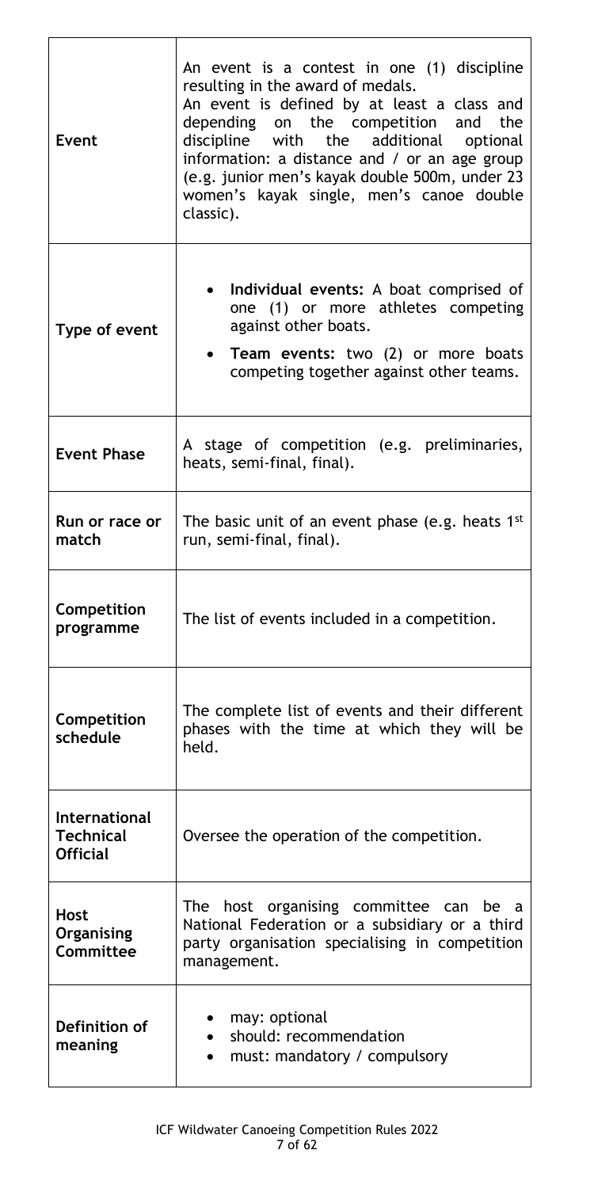| | |
|---|---|
| **Event** | An event is a contest in one (1) discipline resulting in the award of medals. An event is defined by at least a class and depending on the competition and the discipline with the additional optional information: a distance and / or an age group (e.g. junior men's kayak double 500m, under 23 women's kayak single, men's canoe double classic). |
| **Type of event** | • **Individual events:** A boat comprised of one (1) or more athletes competing against other boats.<br>• **Team events:** two (2) or more boats competing together against other teams. |
| **Event Phase** | A stage of competition (e.g. preliminaries, heats, semi-final, final). |
| **Run or race or match** | The basic unit of an event phase (e.g. heats 1st run, semi-final, final). |
| **Competition programme** | The list of events included in a competition. |
| **Competition schedule** | The complete list of events and their different phases with the time at which they will be held. |
| **International Technical Official** | Oversee the operation of the competition. |
| **Host Organising Committee** | The host organising committee can be a National Federation or a subsidiary or a third party organisation specialising in competition management. |
| **Definition of meaning** | • may: optional<br>• should: recommendation<br>• must: mandatory / compulsory |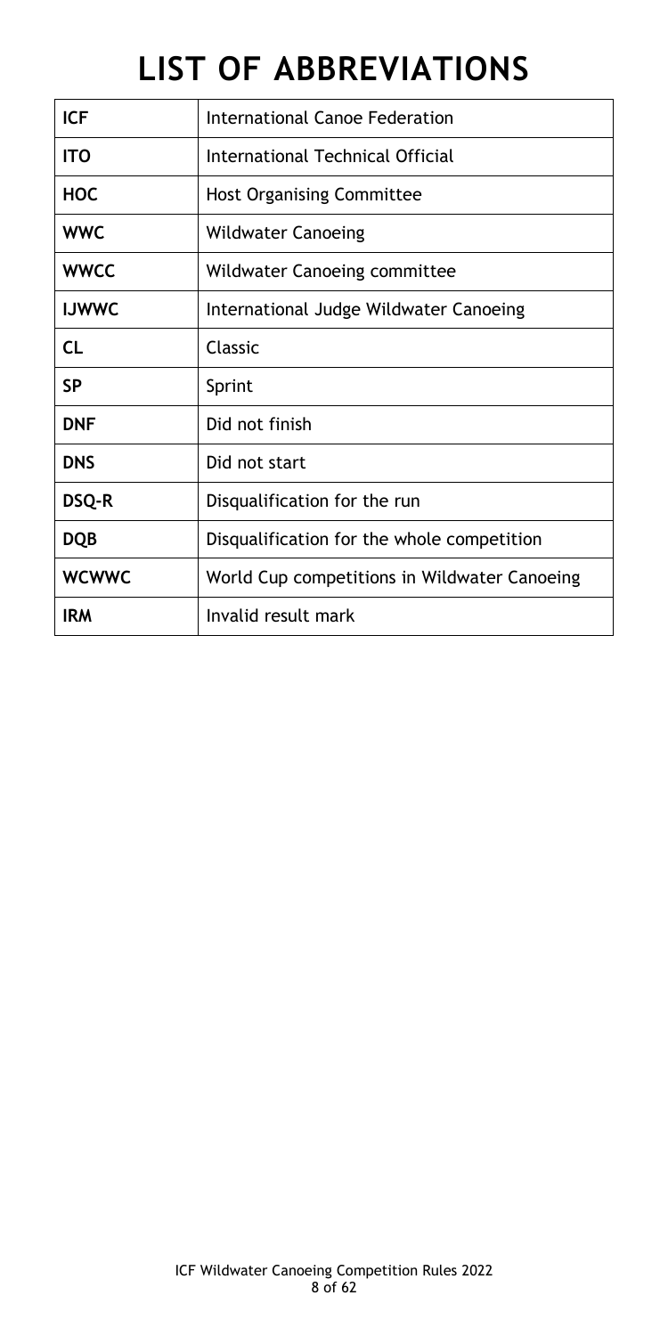# LIST OF ABBREVIATIONS

| | |
|---|---|
| **ICF** | International Canoe Federation |
| **ITO** | International Technical Official |
| **HOC** | Host Organising Committee |
| **WWC** | Wildwater Canoeing |
| **WWCC** | Wildwater Canoeing committee |
| **IJWWC** | International Judge Wildwater Canoeing |
| **CL** | Classic |
| **SP** | Sprint |
| **DNF** | Did not finish |
| **DNS** | Did not start |
| **DSQ-R** | Disqualification for the run |
| **DQB** | Disqualification for the whole competition |
| **WCWWC** | World Cup competitions in Wildwater Canoeing |
| **IRM** | Invalid result mark |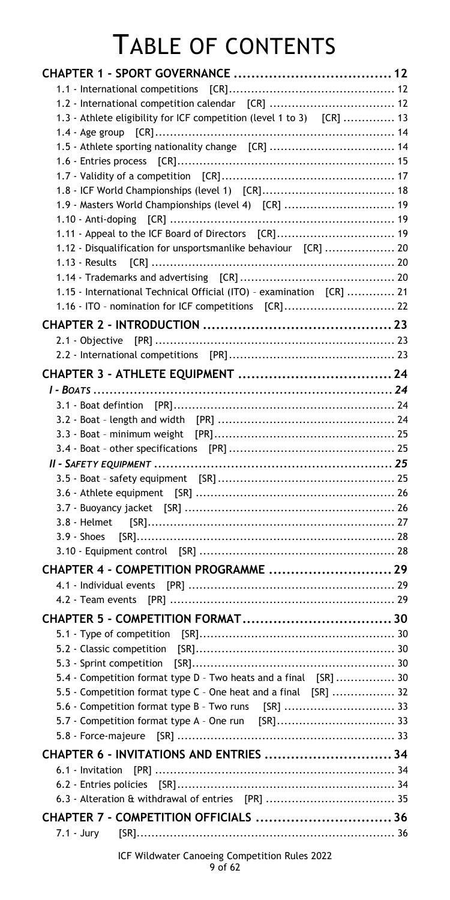# TABLE OF CONTENTS

**CHAPTER 1 - SPORT GOVERNANCE .................................... 12**

- 1.1 - International competitions [CR] ........................................ 12
- 1.2 - International competition calendar [CR] .................................. 12
- 1.3 - Athlete eligibility for ICF competition (level 1 to 3) [CR] .............. 13
- 1.4 - Age group [CR] ........................................................ 14
- 1.5 - Athlete sporting nationality change [CR] ................................. 14
- 1.6 - Entries process [CR] .................................................. 15
- 1.7 - Validity of a competition [CR] ......................................... 17
- 1.8 - ICF World Championships (level 1) [CR] .................................. 18
- 1.9 - Masters World Championships (level 4) [CR] .............................. 19
- 1.10 - Anti-doping [CR] ...................................................... 19
- 1.11 - Appeal to the ICF Board of Directors [CR] .............................. 19
- 1.12 - Disqualification for unsportsmanlike behaviour [CR] .................... 20
- 1.13 - Results [CR] .......................................................... 20
- 1.14 - Trademarks and advertising [CR] ........................................ 20
- 1.15 - International Technical Official (ITO) – examination [CR] .............. 21
- 1.16 - ITO – nomination for ICF competitions [CR] ............................. 22

**CHAPTER 2 - INTRODUCTION ............................................ 23**

- 2.1 - Objective [PR] ........................................................ 23
- 2.2 - International competitions [PR] ........................................ 23

**CHAPTER 3 - ATHLETE EQUIPMENT .................................... 24**

***I - BOATS ................................................................ 24***

- 3.1 - Boat defintion [PR] ................................................... 24
- 3.2 - Boat – length and width [PR] ........................................... 24
- 3.3 - Boat – minimum weight [PR] ............................................. 25
- 3.4 - Boat – other specifications [PR] ....................................... 25

***II - SAFETY EQUIPMENT .................................................. 25***

- 3.5 - Boat – safety equipment [SR] ........................................... 25
- 3.6 - Athlete equipment [SR] ................................................. 26
- 3.7 - Buoyancy jacket [SR] ................................................... 26
- 3.8 - Helmet [SR] ............................................................ 27
- 3.9 - Shoes [SR] ............................................................. 28
- 3.10 - Equipment control [SR] ................................................ 28

**CHAPTER 4 - COMPETITION PROGRAMME ............................ 29**

- 4.1 - Individual events [PR] ................................................. 29
- 4.2 - Team events [PR] ....................................................... 29

**CHAPTER 5 - COMPETITION FORMAT .................................. 30**

- 5.1 - Type of competition [SR] ............................................... 30
- 5.2 - Classic competition [SR] ............................................... 30
- 5.3 - Sprint competition [SR] ................................................ 30
- 5.4 - Competition format type D - Two heats and a final [SR] ................. 30
- 5.5 - Competition format type C - One heat and a final [SR] .................. 32
- 5.6 - Competition format type B – Two runs [SR] .............................. 33
- 5.7 - Competition format type A – One run [SR] ............................... 33
- 5.8 - Force-majeure [SR] ..................................................... 33

**CHAPTER 6 - INVITATIONS AND ENTRIES ............................. 34**

- 6.1 - Invitation [PR] ........................................................ 34
- 6.2 - Entries policies [SR] .................................................. 34
- 6.3 - Alteration & withdrawal of entries [PR] ................................ 35

**CHAPTER 7 - COMPETITION OFFICIALS ............................... 36**

- 7.1 - Jury [SR] .............................................................. 36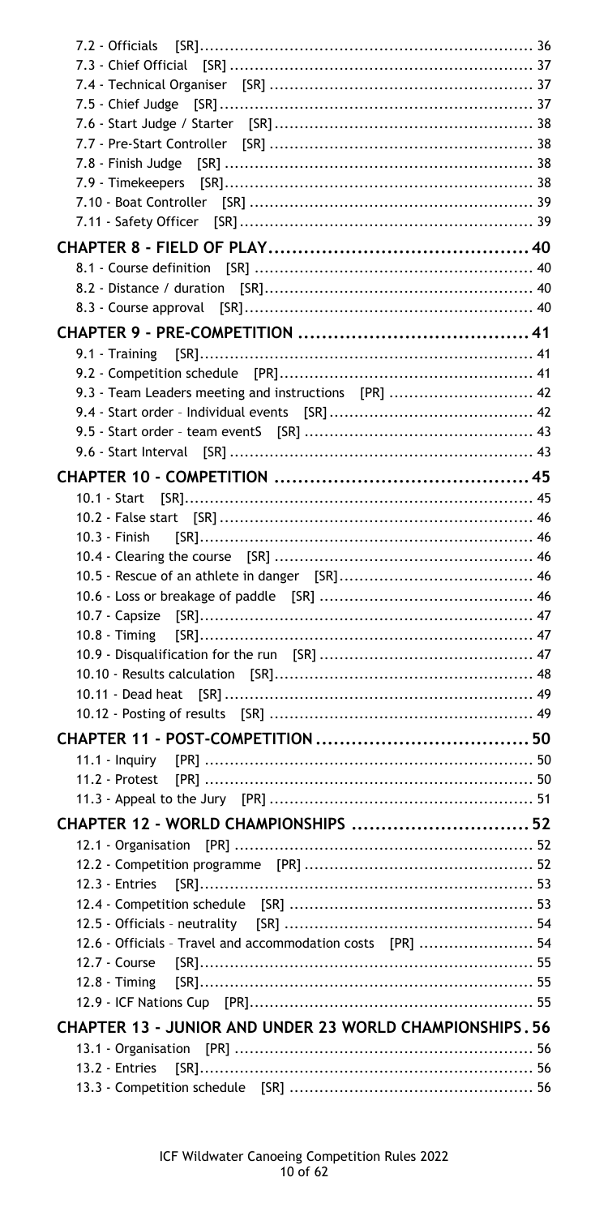7.2 - Officials [SR] ........................................................................ 36
7.3 - Chief Official [SR] ................................................................ 37
7.4 - Technical Organiser [SR] ........................................................ 37
7.5 - Chief Judge [SR] .................................................................... 37
7.6 - Start Judge / Starter [SR] ........................................................ 38
7.7 - Pre-Start Controller [SR] ......................................................... 38
7.8 - Finish Judge [SR] ................................................................... 38
7.9 - Timekeepers [SR] ................................................................... 38
7.10 - Boat Controller [SR] .............................................................. 39
7.11 - Safety Officer [SR] ................................................................ 39

**CHAPTER 8 - FIELD OF PLAY ........................................................ 40**

8.1 - Course definition [SR] ............................................................ 40
8.2 - Distance / duration [SR] ......................................................... 40
8.3 - Course approval [SR] .............................................................. 40

**CHAPTER 9 - PRE-COMPETITION .................................................. 41**

9.1 - Training [SR] ......................................................................... 41
9.2 - Competition schedule [PR] ...................................................... 41
9.3 - Team Leaders meeting and instructions [PR] ............................... 42
9.4 - Start order – Individual events [SR] .......................................... 42
9.5 - Start order – team eventS [SR] ................................................. 43
9.6 - Start Interval [SR] .................................................................. 43

**CHAPTER 10 - COMPETITION ........................................................ 45**

10.1 - Start [SR] ............................................................................ 45
10.2 - False start [SR] .................................................................... 46
10.3 - Finish [SR] ........................................................................... 46
10.4 - Clearing the course [SR] ........................................................ 46
10.5 - Rescue of an athlete in danger [SR] .......................................... 46
10.6 - Loss or breakage of paddle [SR] .............................................. 46
10.7 - Capsize [SR] ......................................................................... 47
10.8 - Timing [SR] .......................................................................... 47
10.9 - Disqualification for the run [SR] .............................................. 47
10.10 - Results calculation [SR] ........................................................ 48
10.11 - Dead heat [SR] .................................................................... 49
10.12 - Posting of results [SR] .......................................................... 49

**CHAPTER 11 - POST-COMPETITION ............................................... 50**

11.1 - Inquiry [PR] .......................................................................... 50
11.2 - Protest [PR] .......................................................................... 50
11.3 - Appeal to the Jury [PR] ........................................................... 51

**CHAPTER 12 - WORLD CHAMPIONSHIPS ......................................... 52**

12.1 - Organisation [PR] ................................................................... 52
12.2 - Competition programme [PR] ................................................... 52
12.3 - Entries [SR] .......................................................................... 53
12.4 - Competition schedule [SR] ...................................................... 53
12.5 - Officials – neutrality [SR] ........................................................ 54
12.6 - Officials – Travel and accommodation costs [PR] ......................... 54
12.7 - Course [SR] .......................................................................... 55
12.8 - Timing [SR] .......................................................................... 55
12.9 - ICF Nations Cup [PR] ............................................................... 55

**CHAPTER 13 - JUNIOR AND UNDER 23 WORLD CHAMPIONSHIPS . 56**

13.1 - Organisation [PR] ................................................................... 56
13.2 - Entries [SR] .......................................................................... 56
13.3 - Competition schedule [SR] ...................................................... 56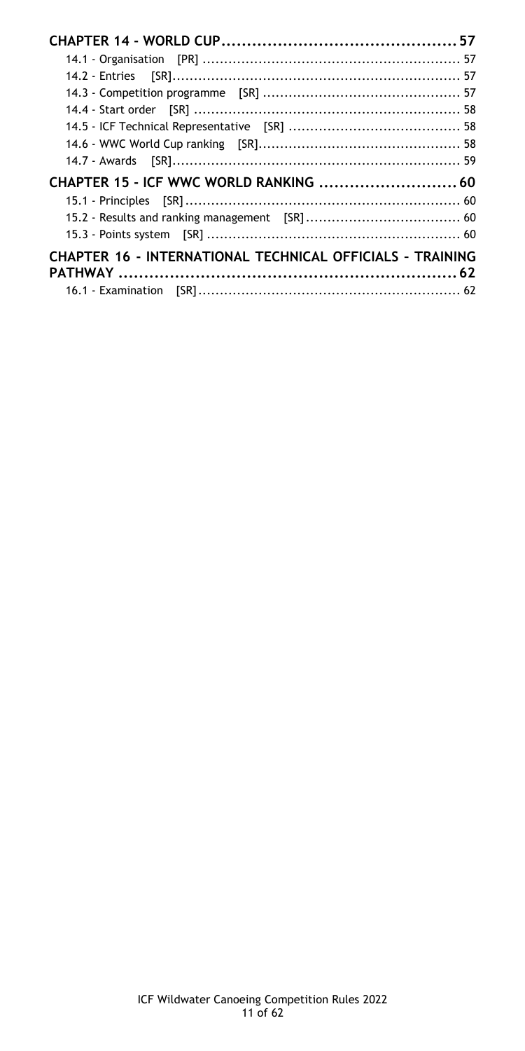**CHAPTER 14 - WORLD CUP .............................................. 57**

14.1 - Organisation [PR] ............................................ 57

14.2 - Entries [SR] ................................................... 57

14.3 - Competition programme [SR] .............................. 57

14.4 - Start order [SR] ............................................. 58

14.5 - ICF Technical Representative [SR] ........................ 58

14.6 - WWC World Cup ranking [SR] .............................. 58

14.7 - Awards [SR] ................................................... 59

**CHAPTER 15 - ICF WWC WORLD RANKING ........................... 60**

15.1 - Principles [SR] ............................................... 60

15.2 - Results and ranking management [SR] .................... 60

15.3 - Points system [SR] .......................................... 60

**CHAPTER 16 - INTERNATIONAL TECHNICAL OFFICIALS – TRAINING PATHWAY ................................................................ 62**

16.1 - Examination [SR] ............................................ 62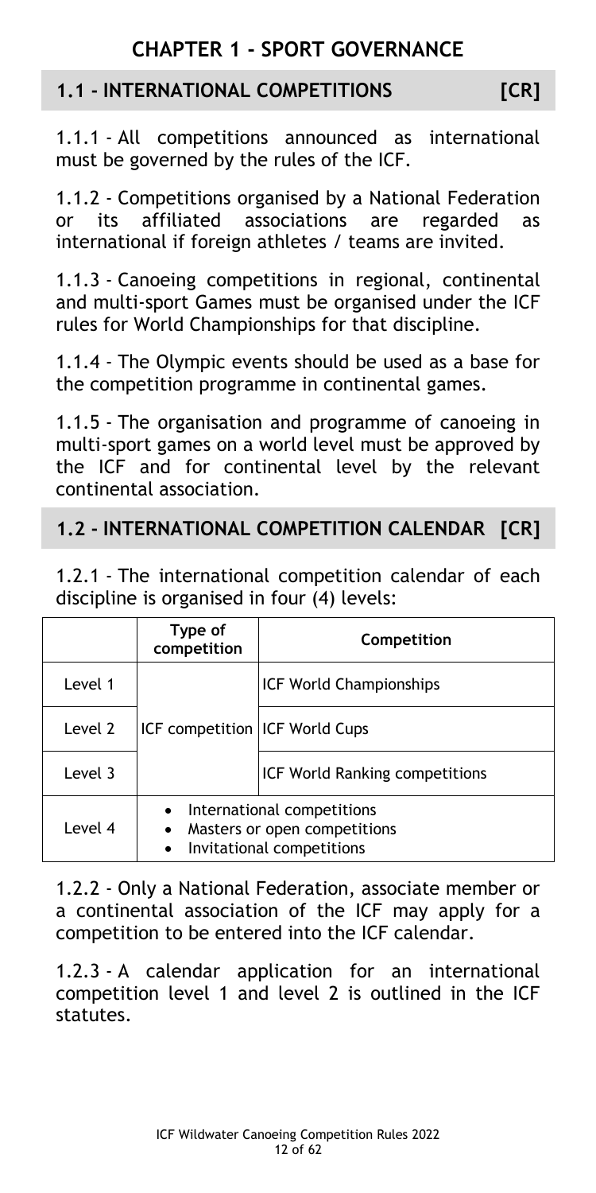# CHAPTER 1 - SPORT GOVERNANCE

## 1.1 - INTERNATIONAL COMPETITIONS [CR]

1.1.1 - All competitions announced as international must be governed by the rules of the ICF.

1.1.2 - Competitions organised by a National Federation or its affiliated associations are regarded as international if foreign athletes / teams are invited.

1.1.3 - Canoeing competitions in regional, continental and multi-sport Games must be organised under the ICF rules for World Championships for that discipline.

1.1.4 - The Olympic events should be used as a base for the competition programme in continental games.

1.1.5 - The organisation and programme of canoeing in multi-sport games on a world level must be approved by the ICF and for continental level by the relevant continental association.

## 1.2 - INTERNATIONAL COMPETITION CALENDAR [CR]

1.2.1 - The international competition calendar of each discipline is organised in four (4) levels:

| | Type of competition | Competition |
|---|---|---|
| Level 1 | ICF competition | ICF World Championships |
| Level 2 | | ICF World Cups |
| Level 3 | | ICF World Ranking competitions |
| Level 4 | • International competitions<br>• Masters or open competitions<br>• Invitational competitions | |

1.2.2 - Only a National Federation, associate member or a continental association of the ICF may apply for a competition to be entered into the ICF calendar.

1.2.3 - A calendar application for an international competition level 1 and level 2 is outlined in the ICF statutes.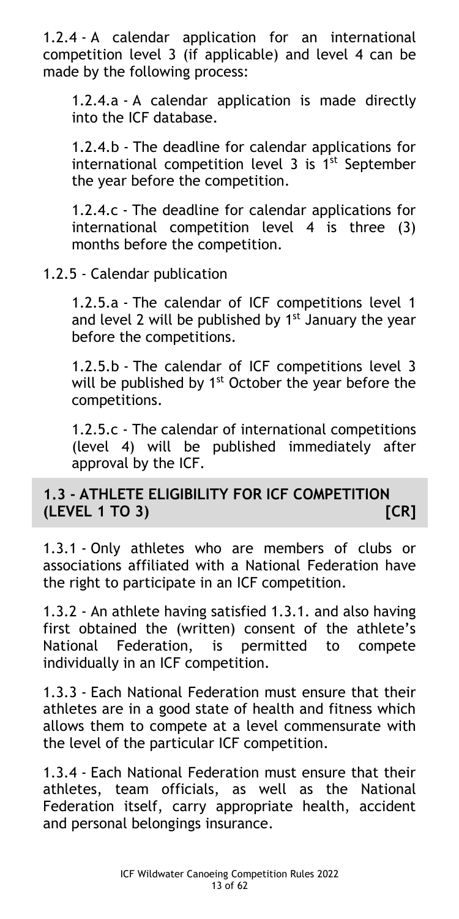1.2.4 - A calendar application for an international competition level 3 (if applicable) and level 4 can be made by the following process:

1.2.4.a - A calendar application is made directly into the ICF database.

1.2.4.b - The deadline for calendar applications for international competition level 3 is 1st September the year before the competition.

1.2.4.c - The deadline for calendar applications for international competition level 4 is three (3) months before the competition.

1.2.5 - Calendar publication

1.2.5.a - The calendar of ICF competitions level 1 and level 2 will be published by 1st January the year before the competitions.

1.2.5.b - The calendar of ICF competitions level 3 will be published by 1st October the year before the competitions.

1.2.5.c - The calendar of international competitions (level 4) will be published immediately after approval by the ICF.

## 1.3 - ATHLETE ELIGIBILITY FOR ICF COMPETITION (LEVEL 1 TO 3) [CR]

1.3.1 - Only athletes who are members of clubs or associations affiliated with a National Federation have the right to participate in an ICF competition.

1.3.2 - An athlete having satisfied 1.3.1. and also having first obtained the (written) consent of the athlete's National Federation, is permitted to compete individually in an ICF competition.

1.3.3 - Each National Federation must ensure that their athletes are in a good state of health and fitness which allows them to compete at a level commensurate with the level of the particular ICF competition.

1.3.4 - Each National Federation must ensure that their athletes, team officials, as well as the National Federation itself, carry appropriate health, accident and personal belongings insurance.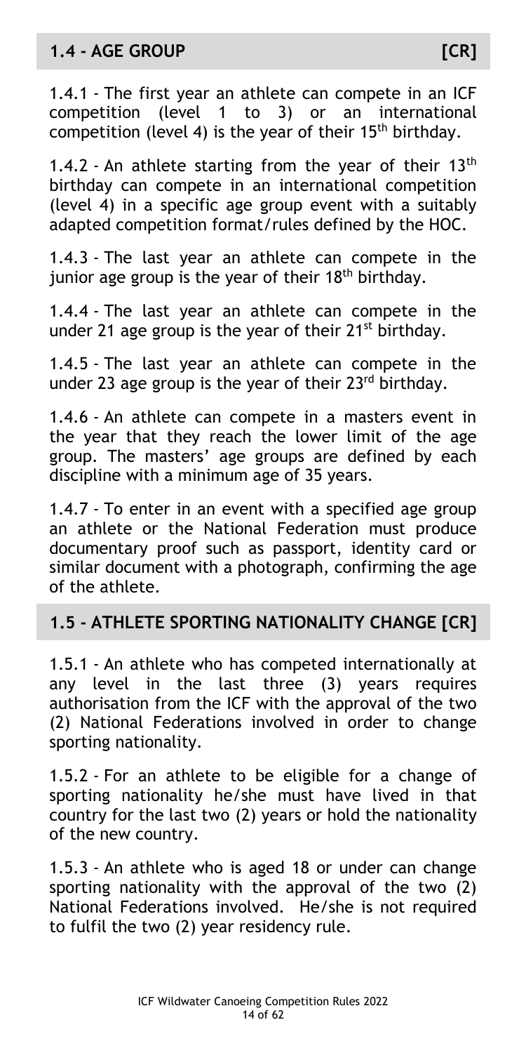## 1.4 - AGE GROUP [CR]

1.4.1 - The first year an athlete can compete in an ICF competition (level 1 to 3) or an international competition (level 4) is the year of their 15th birthday.

1.4.2 - An athlete starting from the year of their 13th birthday can compete in an international competition (level 4) in a specific age group event with a suitably adapted competition format/rules defined by the HOC.

1.4.3 - The last year an athlete can compete in the junior age group is the year of their 18th birthday.

1.4.4 - The last year an athlete can compete in the under 21 age group is the year of their 21st birthday.

1.4.5 - The last year an athlete can compete in the under 23 age group is the year of their 23rd birthday.

1.4.6 - An athlete can compete in a masters event in the year that they reach the lower limit of the age group. The masters' age groups are defined by each discipline with a minimum age of 35 years.

1.4.7 - To enter in an event with a specified age group an athlete or the National Federation must produce documentary proof such as passport, identity card or similar document with a photograph, confirming the age of the athlete.

## 1.5 - ATHLETE SPORTING NATIONALITY CHANGE [CR]

1.5.1 - An athlete who has competed internationally at any level in the last three (3) years requires authorisation from the ICF with the approval of the two (2) National Federations involved in order to change sporting nationality.

1.5.2 - For an athlete to be eligible for a change of sporting nationality he/she must have lived in that country for the last two (2) years or hold the nationality of the new country.

1.5.3 - An athlete who is aged 18 or under can change sporting nationality with the approval of the two (2) National Federations involved. He/she is not required to fulfil the two (2) year residency rule.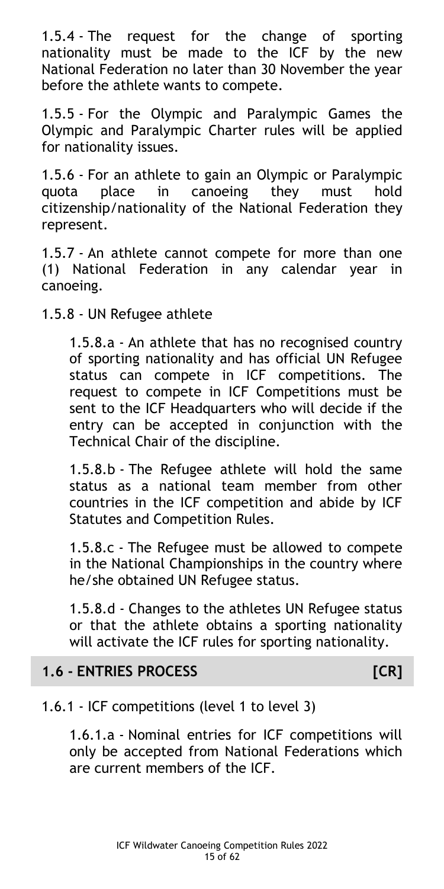1.5.4 - The request for the change of sporting nationality must be made to the ICF by the new National Federation no later than 30 November the year before the athlete wants to compete.

1.5.5 - For the Olympic and Paralympic Games the Olympic and Paralympic Charter rules will be applied for nationality issues.

1.5.6 - For an athlete to gain an Olympic or Paralympic quota place in canoeing they must hold citizenship/nationality of the National Federation they represent.

1.5.7 - An athlete cannot compete for more than one (1) National Federation in any calendar year in canoeing.

1.5.8 - UN Refugee athlete

> 1.5.8.a - An athlete that has no recognised country of sporting nationality and has official UN Refugee status can compete in ICF competitions. The request to compete in ICF Competitions must be sent to the ICF Headquarters who will decide if the entry can be accepted in conjunction with the Technical Chair of the discipline.
>
> 1.5.8.b - The Refugee athlete will hold the same status as a national team member from other countries in the ICF competition and abide by ICF Statutes and Competition Rules.
>
> 1.5.8.c - The Refugee must be allowed to compete in the National Championships in the country where he/she obtained UN Refugee status.
>
> 1.5.8.d - Changes to the athletes UN Refugee status or that the athlete obtains a sporting nationality will activate the ICF rules for sporting nationality.

## 1.6 - ENTRIES PROCESS [CR]

1.6.1 - ICF competitions (level 1 to level 3)

> 1.6.1.a - Nominal entries for ICF competitions will only be accepted from National Federations which are current members of the ICF.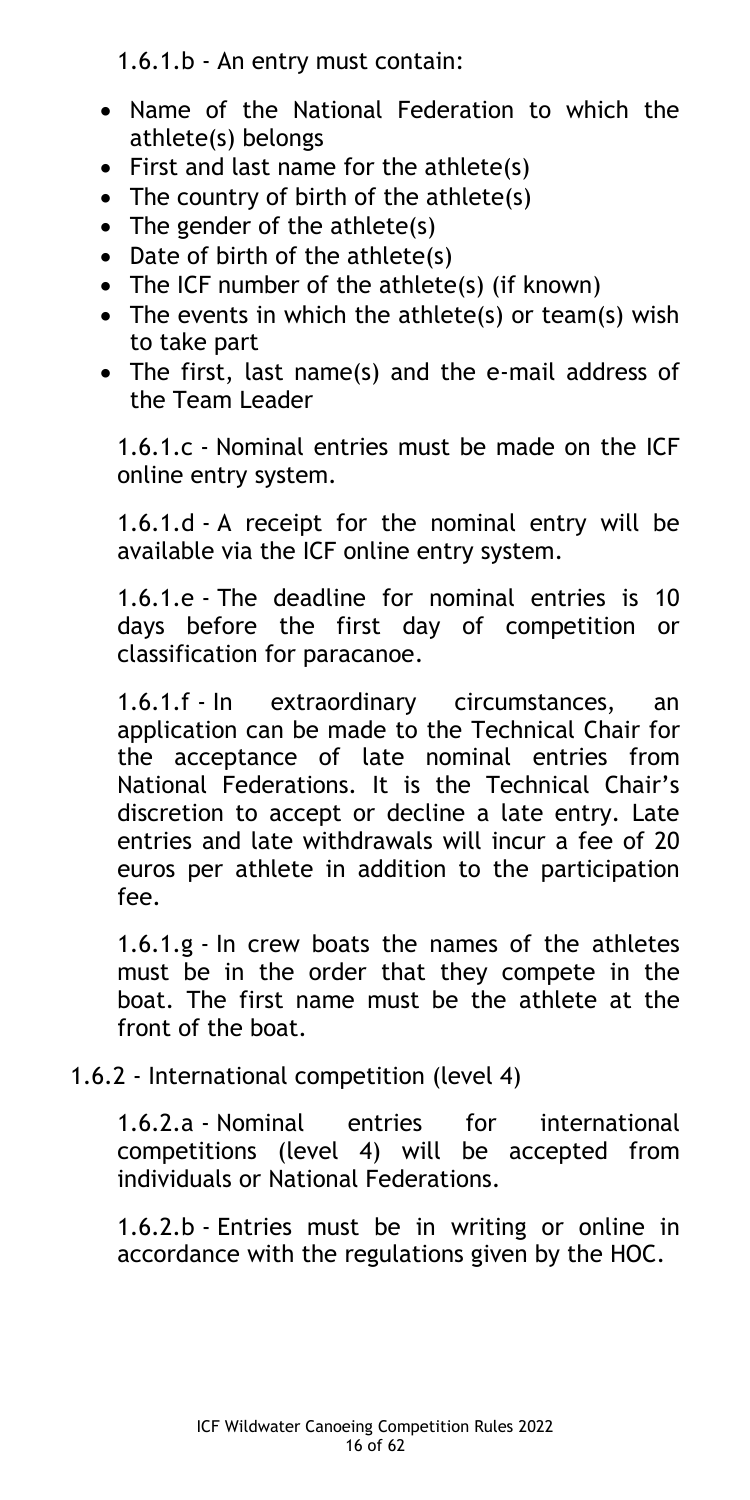1.6.1.b - An entry must contain:

- Name of the National Federation to which the athlete(s) belongs
- First and last name for the athlete(s)
- The country of birth of the athlete(s)
- The gender of the athlete(s)
- Date of birth of the athlete(s)
- The ICF number of the athlete(s) (if known)
- The events in which the athlete(s) or team(s) wish to take part
- The first, last name(s) and the e-mail address of the Team Leader

1.6.1.c - Nominal entries must be made on the ICF online entry system.

1.6.1.d - A receipt for the nominal entry will be available via the ICF online entry system.

1.6.1.e - The deadline for nominal entries is 10 days before the first day of competition or classification for paracanoe.

1.6.1.f - In extraordinary circumstances, an application can be made to the Technical Chair for the acceptance of late nominal entries from National Federations. It is the Technical Chair's discretion to accept or decline a late entry. Late entries and late withdrawals will incur a fee of 20 euros per athlete in addition to the participation fee.

1.6.1.g - In crew boats the names of the athletes must be in the order that they compete in the boat. The first name must be the athlete at the front of the boat.

1.6.2 - International competition (level 4)

1.6.2.a - Nominal entries for international competitions (level 4) will be accepted from individuals or National Federations.

1.6.2.b - Entries must be in writing or online in accordance with the regulations given by the HOC.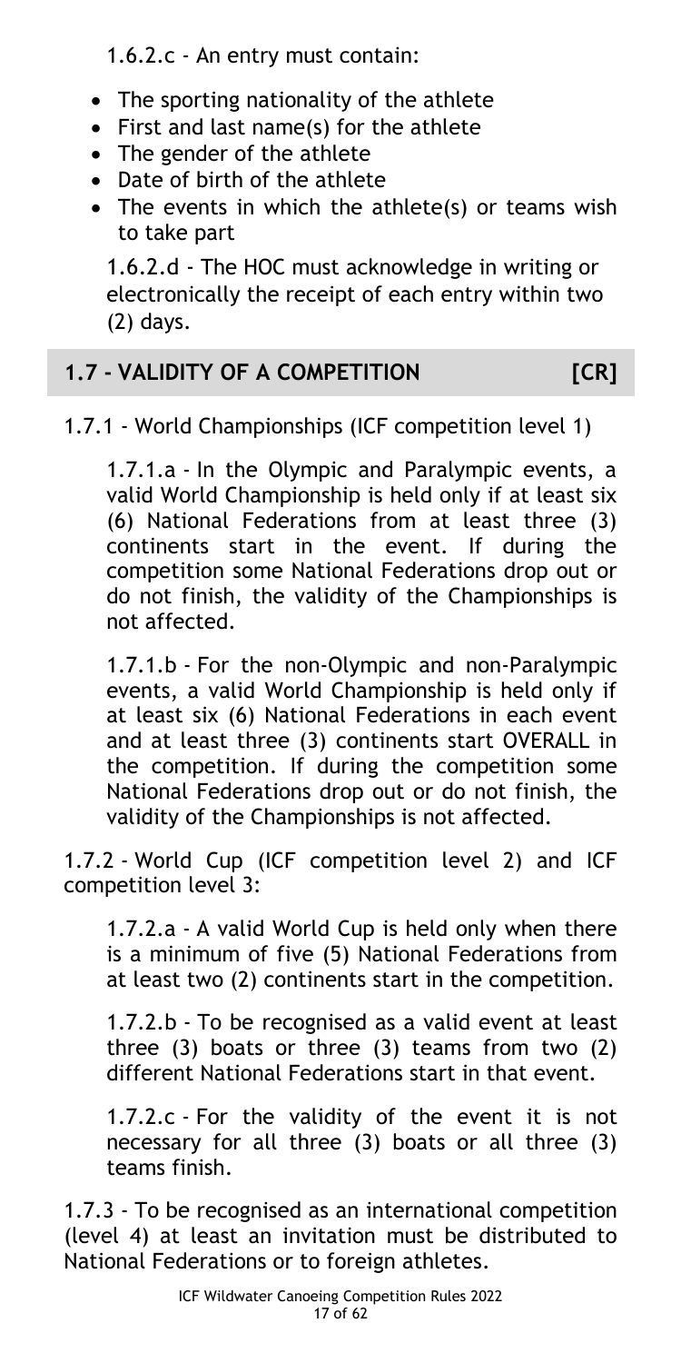1.6.2.c - An entry must contain:

- The sporting nationality of the athlete
- First and last name(s) for the athlete
- The gender of the athlete
- Date of birth of the athlete
- The events in which the athlete(s) or teams wish to take part

1.6.2.d - The HOC must acknowledge in writing or electronically the receipt of each entry within two (2) days.

## 1.7 - VALIDITY OF A COMPETITION [CR]

1.7.1 - World Championships (ICF competition level 1)

1.7.1.a - In the Olympic and Paralympic events, a valid World Championship is held only if at least six (6) National Federations from at least three (3) continents start in the event. If during the competition some National Federations drop out or do not finish, the validity of the Championships is not affected.

1.7.1.b - For the non-Olympic and non-Paralympic events, a valid World Championship is held only if at least six (6) National Federations in each event and at least three (3) continents start OVERALL in the competition. If during the competition some National Federations drop out or do not finish, the validity of the Championships is not affected.

1.7.2 - World Cup (ICF competition level 2) and ICF competition level 3:

1.7.2.a - A valid World Cup is held only when there is a minimum of five (5) National Federations from at least two (2) continents start in the competition.

1.7.2.b - To be recognised as a valid event at least three (3) boats or three (3) teams from two (2) different National Federations start in that event.

1.7.2.c - For the validity of the event it is not necessary for all three (3) boats or all three (3) teams finish.

1.7.3 - To be recognised as an international competition (level 4) at least an invitation must be distributed to National Federations or to foreign athletes.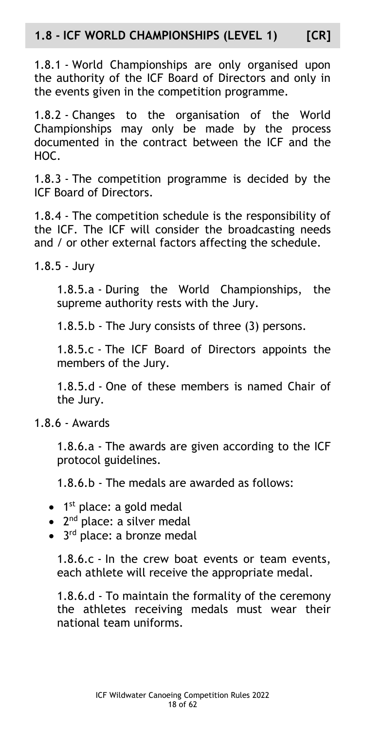## 1.8 - ICF WORLD CHAMPIONSHIPS (LEVEL 1) [CR]

1.8.1 - World Championships are only organised upon the authority of the ICF Board of Directors and only in the events given in the competition programme.

1.8.2 - Changes to the organisation of the World Championships may only be made by the process documented in the contract between the ICF and the HOC.

1.8.3 - The competition programme is decided by the ICF Board of Directors.

1.8.4 - The competition schedule is the responsibility of the ICF. The ICF will consider the broadcasting needs and / or other external factors affecting the schedule.

1.8.5 - Jury

1.8.5.a - During the World Championships, the supreme authority rests with the Jury.

1.8.5.b - The Jury consists of three (3) persons.

1.8.5.c - The ICF Board of Directors appoints the members of the Jury.

1.8.5.d - One of these members is named Chair of the Jury.

1.8.6 - Awards

1.8.6.a - The awards are given according to the ICF protocol guidelines.

1.8.6.b - The medals are awarded as follows:

- 1st place: a gold medal
- 2nd place: a silver medal
- 3rd place: a bronze medal

1.8.6.c - In the crew boat events or team events, each athlete will receive the appropriate medal.

1.8.6.d - To maintain the formality of the ceremony the athletes receiving medals must wear their national team uniforms.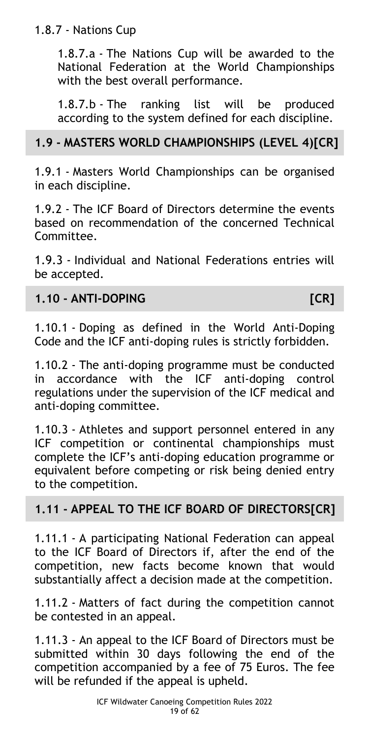1.8.7 - Nations Cup

1.8.7.a - The Nations Cup will be awarded to the National Federation at the World Championships with the best overall performance.

1.8.7.b - The ranking list will be produced according to the system defined for each discipline.

## 1.9 - MASTERS WORLD CHAMPIONSHIPS (LEVEL 4)[CR]

1.9.1 - Masters World Championships can be organised in each discipline.

1.9.2 - The ICF Board of Directors determine the events based on recommendation of the concerned Technical Committee.

1.9.3 - Individual and National Federations entries will be accepted.

## 1.10 - ANTI-DOPING [CR]

1.10.1 - Doping as defined in the World Anti-Doping Code and the ICF anti-doping rules is strictly forbidden.

1.10.2 - The anti-doping programme must be conducted in accordance with the ICF anti-doping control regulations under the supervision of the ICF medical and anti-doping committee.

1.10.3 - Athletes and support personnel entered in any ICF competition or continental championships must complete the ICF's anti-doping education programme or equivalent before competing or risk being denied entry to the competition.

## 1.11 - APPEAL TO THE ICF BOARD OF DIRECTORS[CR]

1.11.1 - A participating National Federation can appeal to the ICF Board of Directors if, after the end of the competition, new facts become known that would substantially affect a decision made at the competition.

1.11.2 - Matters of fact during the competition cannot be contested in an appeal.

1.11.3 - An appeal to the ICF Board of Directors must be submitted within 30 days following the end of the competition accompanied by a fee of 75 Euros. The fee will be refunded if the appeal is upheld.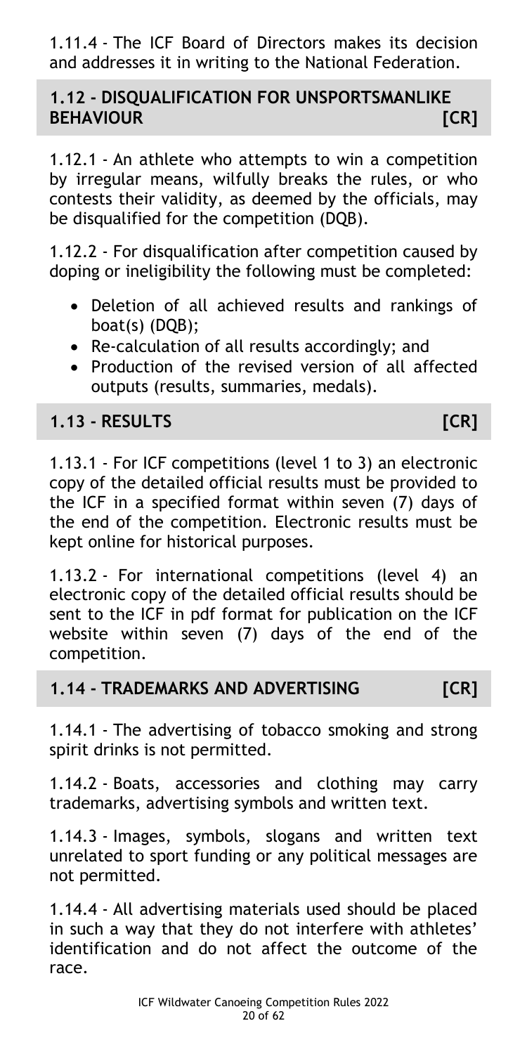1.11.4 - The ICF Board of Directors makes its decision and addresses it in writing to the National Federation.

## 1.12 - DISQUALIFICATION FOR UNSPORTSMANLIKE BEHAVIOUR [CR]

1.12.1 - An athlete who attempts to win a competition by irregular means, wilfully breaks the rules, or who contests their validity, as deemed by the officials, may be disqualified for the competition (DQB).

1.12.2 - For disqualification after competition caused by doping or ineligibility the following must be completed:

- Deletion of all achieved results and rankings of boat(s) (DQB);
- Re-calculation of all results accordingly; and
- Production of the revised version of all affected outputs (results, summaries, medals).

## 1.13 - RESULTS [CR]

1.13.1 - For ICF competitions (level 1 to 3) an electronic copy of the detailed official results must be provided to the ICF in a specified format within seven (7) days of the end of the competition. Electronic results must be kept online for historical purposes.

1.13.2 - For international competitions (level 4) an electronic copy of the detailed official results should be sent to the ICF in pdf format for publication on the ICF website within seven (7) days of the end of the competition.

## 1.14 - TRADEMARKS AND ADVERTISING [CR]

1.14.1 - The advertising of tobacco smoking and strong spirit drinks is not permitted.

1.14.2 - Boats, accessories and clothing may carry trademarks, advertising symbols and written text.

1.14.3 - Images, symbols, slogans and written text unrelated to sport funding or any political messages are not permitted.

1.14.4 - All advertising materials used should be placed in such a way that they do not interfere with athletes' identification and do not affect the outcome of the race.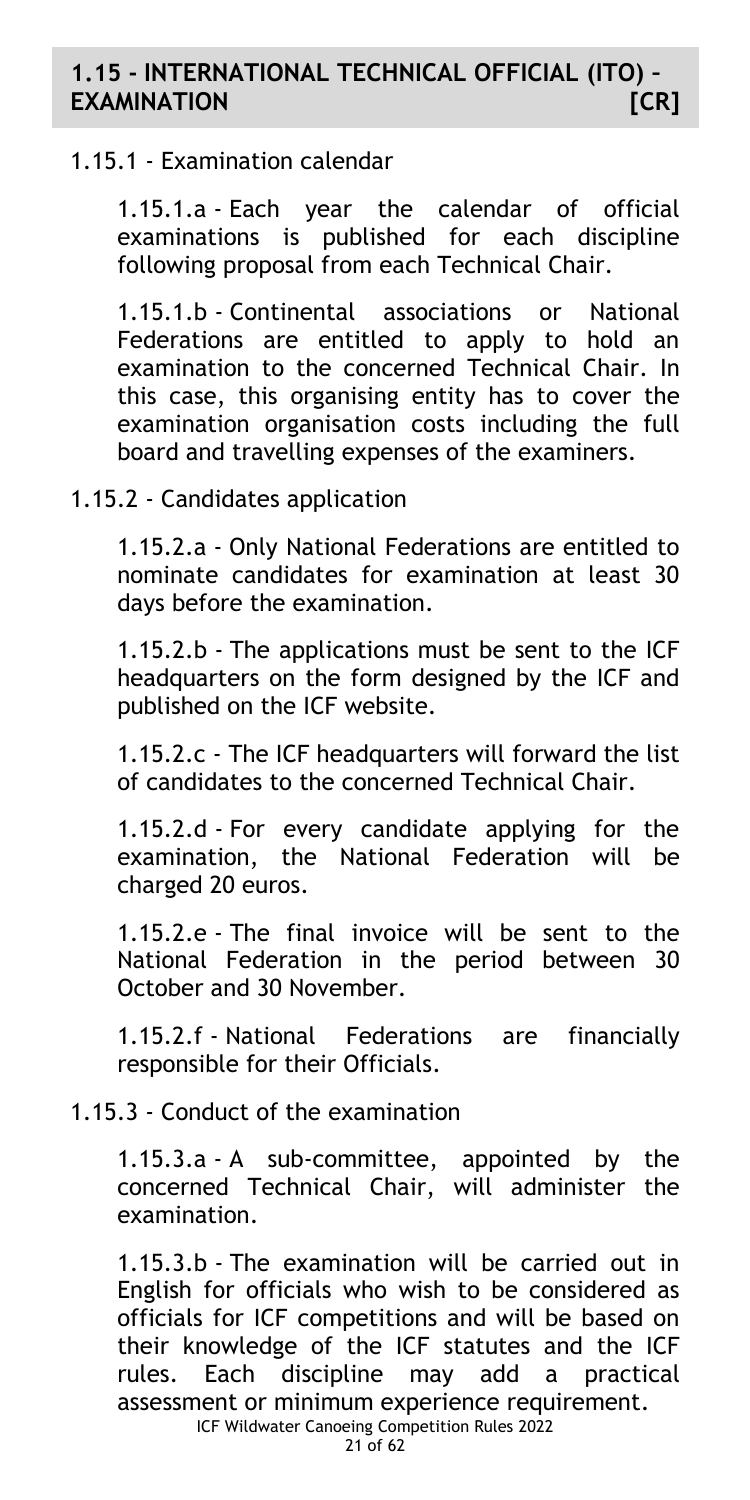## 1.15 - INTERNATIONAL TECHNICAL OFFICIAL (ITO) – EXAMINATION [CR]

1.15.1 - Examination calendar

1.15.1.a - Each year the calendar of official examinations is published for each discipline following proposal from each Technical Chair.

1.15.1.b - Continental associations or National Federations are entitled to apply to hold an examination to the concerned Technical Chair. In this case, this organising entity has to cover the examination organisation costs including the full board and travelling expenses of the examiners.

1.15.2 - Candidates application

1.15.2.a - Only National Federations are entitled to nominate candidates for examination at least 30 days before the examination.

1.15.2.b - The applications must be sent to the ICF headquarters on the form designed by the ICF and published on the ICF website.

1.15.2.c - The ICF headquarters will forward the list of candidates to the concerned Technical Chair.

1.15.2.d - For every candidate applying for the examination, the National Federation will be charged 20 euros.

1.15.2.e - The final invoice will be sent to the National Federation in the period between 30 October and 30 November.

1.15.2.f - National Federations are financially responsible for their Officials.

1.15.3 - Conduct of the examination

1.15.3.a - A sub-committee, appointed by the concerned Technical Chair, will administer the examination.

1.15.3.b - The examination will be carried out in English for officials who wish to be considered as officials for ICF competitions and will be based on their knowledge of the ICF statutes and the ICF rules. Each discipline may add a practical assessment or minimum experience requirement.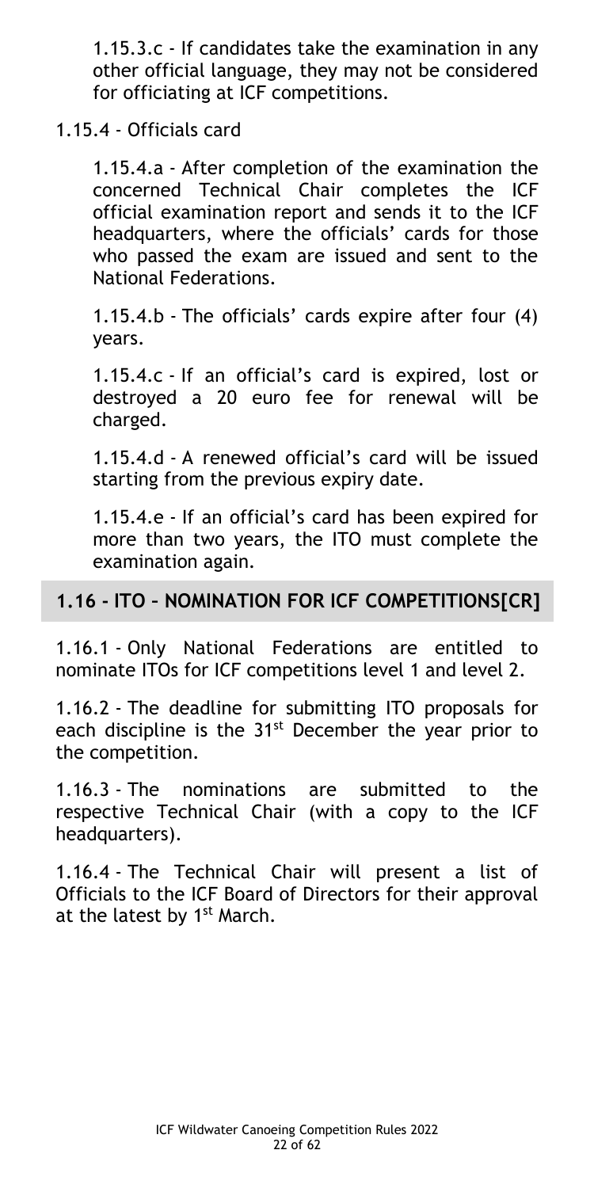1.15.3.c - If candidates take the examination in any other official language, they may not be considered for officiating at ICF competitions.

1.15.4 - Officials card

1.15.4.a - After completion of the examination the concerned Technical Chair completes the ICF official examination report and sends it to the ICF headquarters, where the officials' cards for those who passed the exam are issued and sent to the National Federations.

1.15.4.b - The officials' cards expire after four (4) years.

1.15.4.c - If an official's card is expired, lost or destroyed a 20 euro fee for renewal will be charged.

1.15.4.d - A renewed official's card will be issued starting from the previous expiry date.

1.15.4.e - If an official's card has been expired for more than two years, the ITO must complete the examination again.

## 1.16 - ITO – NOMINATION FOR ICF COMPETITIONS[CR]

1.16.1 - Only National Federations are entitled to nominate ITOs for ICF competitions level 1 and level 2.

1.16.2 - The deadline for submitting ITO proposals for each discipline is the 31st December the year prior to the competition.

1.16.3 - The nominations are submitted to the respective Technical Chair (with a copy to the ICF headquarters).

1.16.4 - The Technical Chair will present a list of Officials to the ICF Board of Directors for their approval at the latest by 1st March.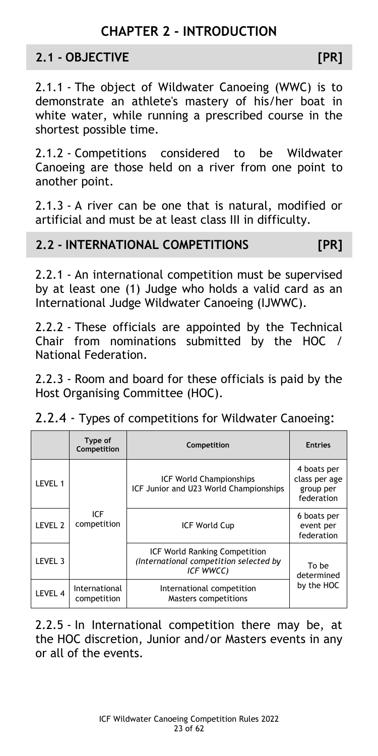# CHAPTER 2 - INTRODUCTION

## 2.1 - OBJECTIVE [PR]

2.1.1 - The object of Wildwater Canoeing (WWC) is to demonstrate an athlete's mastery of his/her boat in white water, while running a prescribed course in the shortest possible time.

2.1.2 - Competitions considered to be Wildwater Canoeing are those held on a river from one point to another point.

2.1.3 - A river can be one that is natural, modified or artificial and must be at least class III in difficulty.

## 2.2 - INTERNATIONAL COMPETITIONS [PR]

2.2.1 - An international competition must be supervised by at least one (1) Judge who holds a valid card as an International Judge Wildwater Canoeing (IJWWC).

2.2.2 - These officials are appointed by the Technical Chair from nominations submitted by the HOC / National Federation.

2.2.3 - Room and board for these officials is paid by the Host Organising Committee (HOC).

2.2.4 - Types of competitions for Wildwater Canoeing:

| | Type of Competition | Competition | Entries |
|---|---|---|---|
| LEVEL 1 | ICF competition | ICF World Championships<br>ICF Junior and U23 World Championships | 4 boats per class per age group per federation |
| LEVEL 2 | | ICF World Cup | 6 boats per event per federation |
| LEVEL 3 | | ICF World Ranking Competition<br>*(International competition selected by ICF WWCC)* | To be determined by the HOC |
| LEVEL 4 | International competition | International competition<br>Masters competitions | |

2.2.5 - In International competition there may be, at the HOC discretion, Junior and/or Masters events in any or all of the events.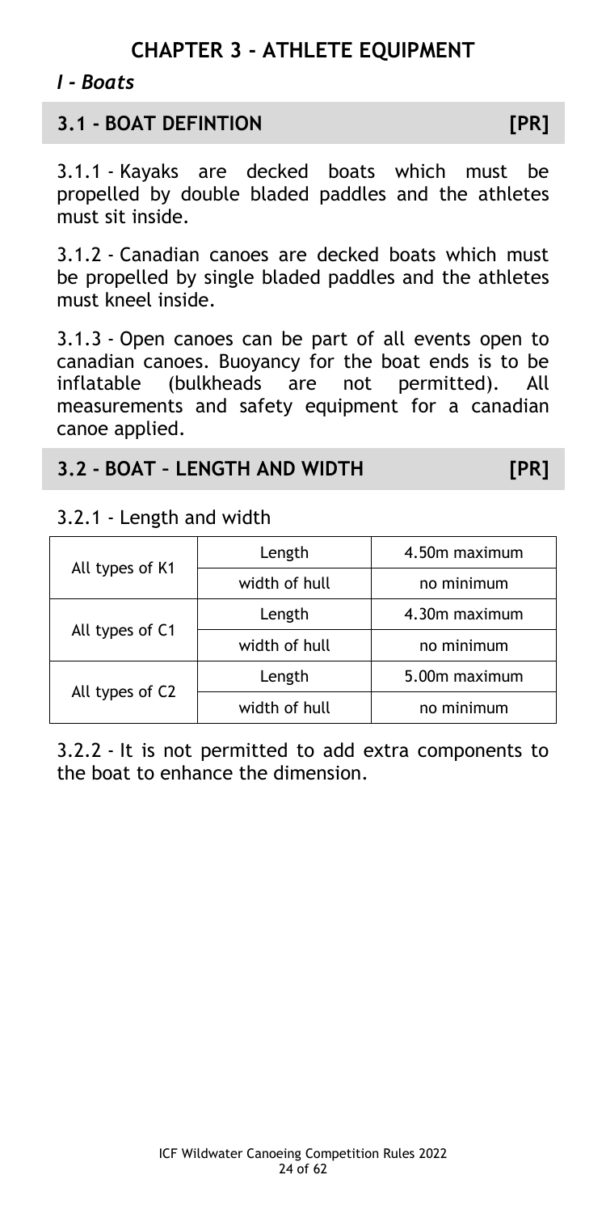# CHAPTER 3 - ATHLETE EQUIPMENT

*I - Boats*

## 3.1 - BOAT DEFINTION [PR]

3.1.1 - Kayaks are decked boats which must be propelled by double bladed paddles and the athletes must sit inside.

3.1.2 - Canadian canoes are decked boats which must be propelled by single bladed paddles and the athletes must kneel inside.

3.1.3 - Open canoes can be part of all events open to canadian canoes. Buoyancy for the boat ends is to be inflatable (bulkheads are not permitted). All measurements and safety equipment for a canadian canoe applied.

## 3.2 - BOAT – LENGTH AND WIDTH [PR]

3.2.1 - Length and width

| | | |
|---|---|---|
| All types of K1 | Length | 4.50m maximum |
| | width of hull | no minimum |
| All types of C1 | Length | 4.30m maximum |
| | width of hull | no minimum |
| All types of C2 | Length | 5.00m maximum |
| | width of hull | no minimum |

3.2.2 - It is not permitted to add extra components to the boat to enhance the dimension.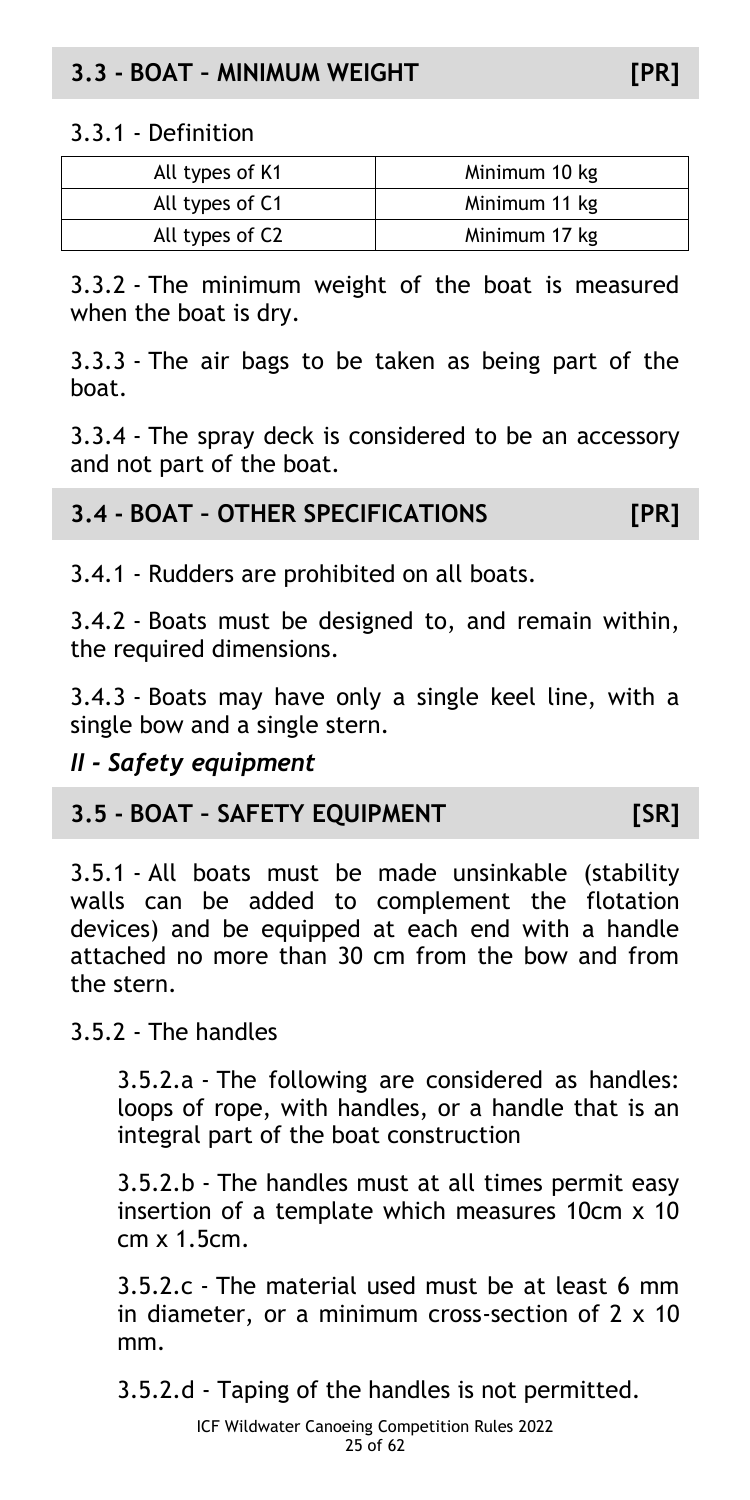## 3.3 - BOAT – MINIMUM WEIGHT [PR]

3.3.1 - Definition

| All types of K1 | Minimum 10 kg |
|---|---|
| All types of C1 | Minimum 11 kg |
| All types of C2 | Minimum 17 kg |

3.3.2 - The minimum weight of the boat is measured when the boat is dry.

3.3.3 - The air bags to be taken as being part of the boat.

3.3.4 - The spray deck is considered to be an accessory and not part of the boat.

## 3.4 - BOAT – OTHER SPECIFICATIONS [PR]

3.4.1 - Rudders are prohibited on all boats.

3.4.2 - Boats must be designed to, and remain within, the required dimensions.

3.4.3 - Boats may have only a single keel line, with a single bow and a single stern.

### *II - Safety equipment*

## 3.5 - BOAT – SAFETY EQUIPMENT [SR]

3.5.1 - All boats must be made unsinkable (stability walls can be added to complement the flotation devices) and be equipped at each end with a handle attached no more than 30 cm from the bow and from the stern.

3.5.2 - The handles

3.5.2.a - The following are considered as handles: loops of rope, with handles, or a handle that is an integral part of the boat construction

3.5.2.b - The handles must at all times permit easy insertion of a template which measures 10cm x 10 cm x 1.5cm.

3.5.2.c - The material used must be at least 6 mm in diameter, or a minimum cross-section of 2 x 10 mm.

3.5.2.d - Taping of the handles is not permitted.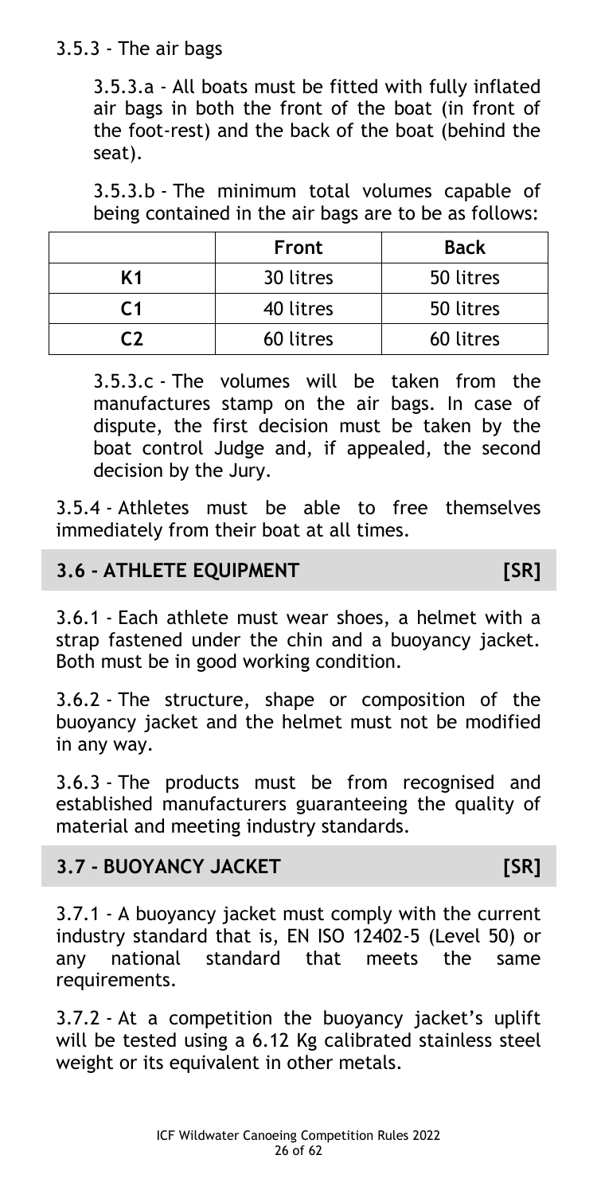### 3.5.3 - The air bags

3.5.3.a - All boats must be fitted with fully inflated air bags in both the front of the boat (in front of the foot-rest) and the back of the boat (behind the seat).

3.5.3.b - The minimum total volumes capable of being contained in the air bags are to be as follows:

| | Front | Back |
|---|---|---|
| K1 | 30 litres | 50 litres |
| C1 | 40 litres | 50 litres |
| C2 | 60 litres | 60 litres |

3.5.3.c - The volumes will be taken from the manufactures stamp on the air bags. In case of dispute, the first decision must be taken by the boat control Judge and, if appealed, the second decision by the Jury.

3.5.4 - Athletes must be able to free themselves immediately from their boat at all times.

## 3.6 - ATHLETE EQUIPMENT [SR]

3.6.1 - Each athlete must wear shoes, a helmet with a strap fastened under the chin and a buoyancy jacket. Both must be in good working condition.

3.6.2 - The structure, shape or composition of the buoyancy jacket and the helmet must not be modified in any way.

3.6.3 - The products must be from recognised and established manufacturers guaranteeing the quality of material and meeting industry standards.

## 3.7 - BUOYANCY JACKET [SR]

3.7.1 - A buoyancy jacket must comply with the current industry standard that is, EN ISO 12402-5 (Level 50) or any national standard that meets the same requirements.

3.7.2 - At a competition the buoyancy jacket's uplift will be tested using a 6.12 Kg calibrated stainless steel weight or its equivalent in other metals.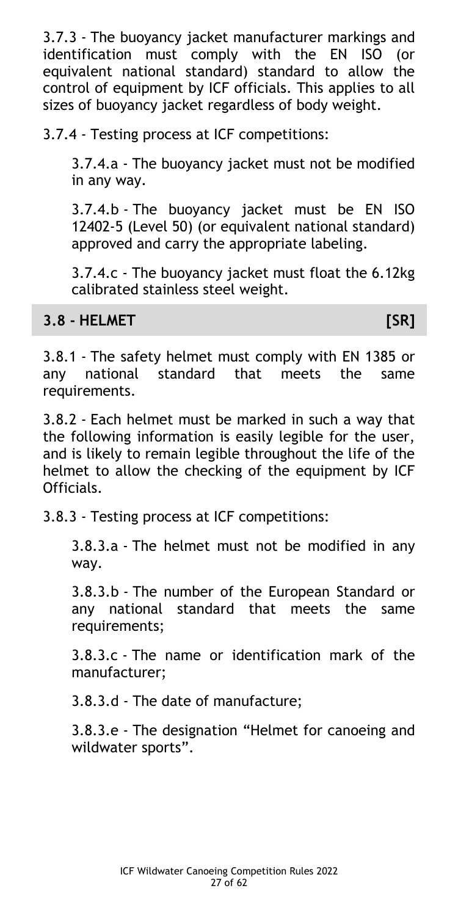3.7.3 - The buoyancy jacket manufacturer markings and identification must comply with the EN ISO (or equivalent national standard) standard to allow the control of equipment by ICF officials. This applies to all sizes of buoyancy jacket regardless of body weight.

3.7.4 - Testing process at ICF competitions:

3.7.4.a - The buoyancy jacket must not be modified in any way.

3.7.4.b - The buoyancy jacket must be EN ISO 12402-5 (Level 50) (or equivalent national standard) approved and carry the appropriate labeling.

3.7.4.c - The buoyancy jacket must float the 6.12kg calibrated stainless steel weight.

## 3.8 - HELMET [SR]

3.8.1 - The safety helmet must comply with EN 1385 or any national standard that meets the same requirements.

3.8.2 - Each helmet must be marked in such a way that the following information is easily legible for the user, and is likely to remain legible throughout the life of the helmet to allow the checking of the equipment by ICF Officials.

3.8.3 - Testing process at ICF competitions:

3.8.3.a - The helmet must not be modified in any way.

3.8.3.b - The number of the European Standard or any national standard that meets the same requirements;

3.8.3.c - The name or identification mark of the manufacturer;

3.8.3.d - The date of manufacture;

3.8.3.e - The designation "Helmet for canoeing and wildwater sports".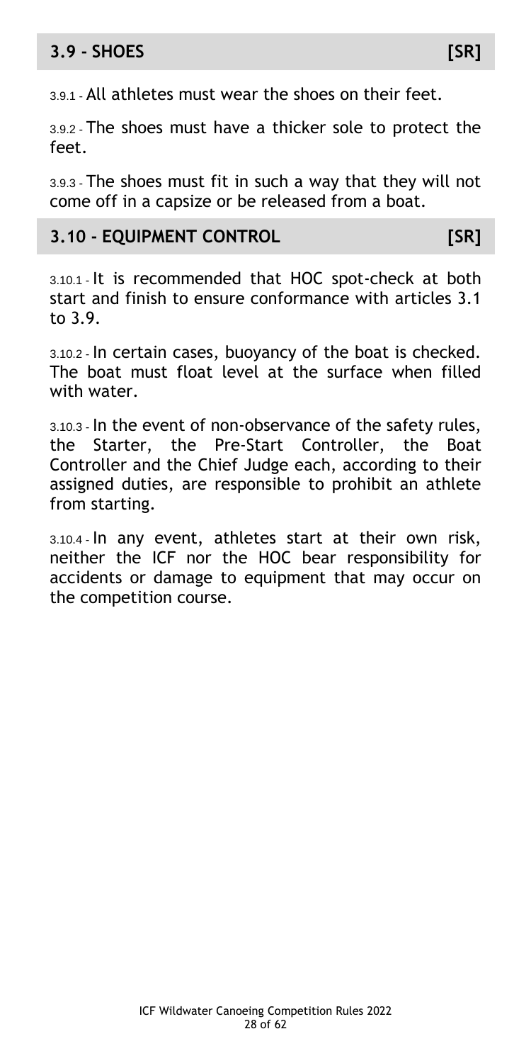## 3.9 - SHOES [SR]

3.9.1 - All athletes must wear the shoes on their feet.

3.9.2 - The shoes must have a thicker sole to protect the feet.

3.9.3 - The shoes must fit in such a way that they will not come off in a capsize or be released from a boat.

## 3.10 - EQUIPMENT CONTROL [SR]

3.10.1 - It is recommended that HOC spot-check at both start and finish to ensure conformance with articles 3.1 to 3.9.

3.10.2 - In certain cases, buoyancy of the boat is checked. The boat must float level at the surface when filled with water.

3.10.3 - In the event of non-observance of the safety rules, the Starter, the Pre-Start Controller, the Boat Controller and the Chief Judge each, according to their assigned duties, are responsible to prohibit an athlete from starting.

3.10.4 - In any event, athletes start at their own risk, neither the ICF nor the HOC bear responsibility for accidents or damage to equipment that may occur on the competition course.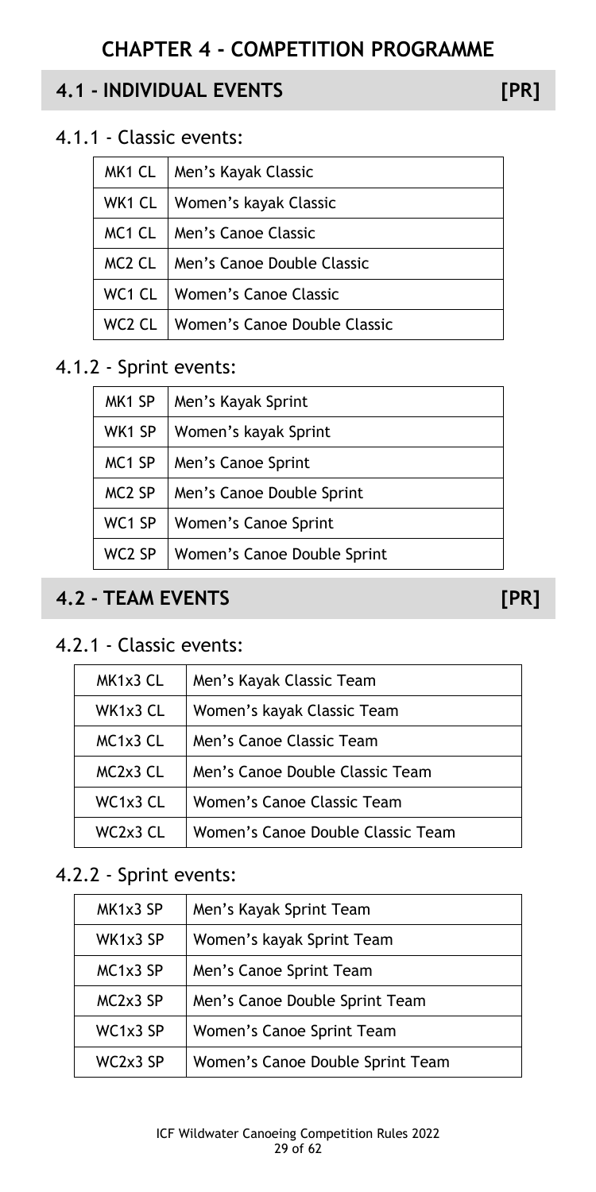# CHAPTER 4 - COMPETITION PROGRAMME

## 4.1 - INDIVIDUAL EVENTS [PR]

### 4.1.1 - Classic events:

| | |
|---|---|
| MK1 CL | Men's Kayak Classic |
| WK1 CL | Women's kayak Classic |
| MC1 CL | Men's Canoe Classic |
| MC2 CL | Men's Canoe Double Classic |
| WC1 CL | Women's Canoe Classic |
| WC2 CL | Women's Canoe Double Classic |

### 4.1.2 - Sprint events:

| | |
|---|---|
| MK1 SP | Men's Kayak Sprint |
| WK1 SP | Women's kayak Sprint |
| MC1 SP | Men's Canoe Sprint |
| MC2 SP | Men's Canoe Double Sprint |
| WC1 SP | Women's Canoe Sprint |
| WC2 SP | Women's Canoe Double Sprint |

## 4.2 - TEAM EVENTS [PR]

### 4.2.1 - Classic events:

| | |
|---|---|
| MK1x3 CL | Men's Kayak Classic Team |
| WK1x3 CL | Women's kayak Classic Team |
| MC1x3 CL | Men's Canoe Classic Team |
| MC2x3 CL | Men's Canoe Double Classic Team |
| WC1x3 CL | Women's Canoe Classic Team |
| WC2x3 CL | Women's Canoe Double Classic Team |

### 4.2.2 - Sprint events:

| | |
|---|---|
| MK1x3 SP | Men's Kayak Sprint Team |
| WK1x3 SP | Women's kayak Sprint Team |
| MC1x3 SP | Men's Canoe Sprint Team |
| MC2x3 SP | Men's Canoe Double Sprint Team |
| WC1x3 SP | Women's Canoe Sprint Team |
| WC2x3 SP | Women's Canoe Double Sprint Team |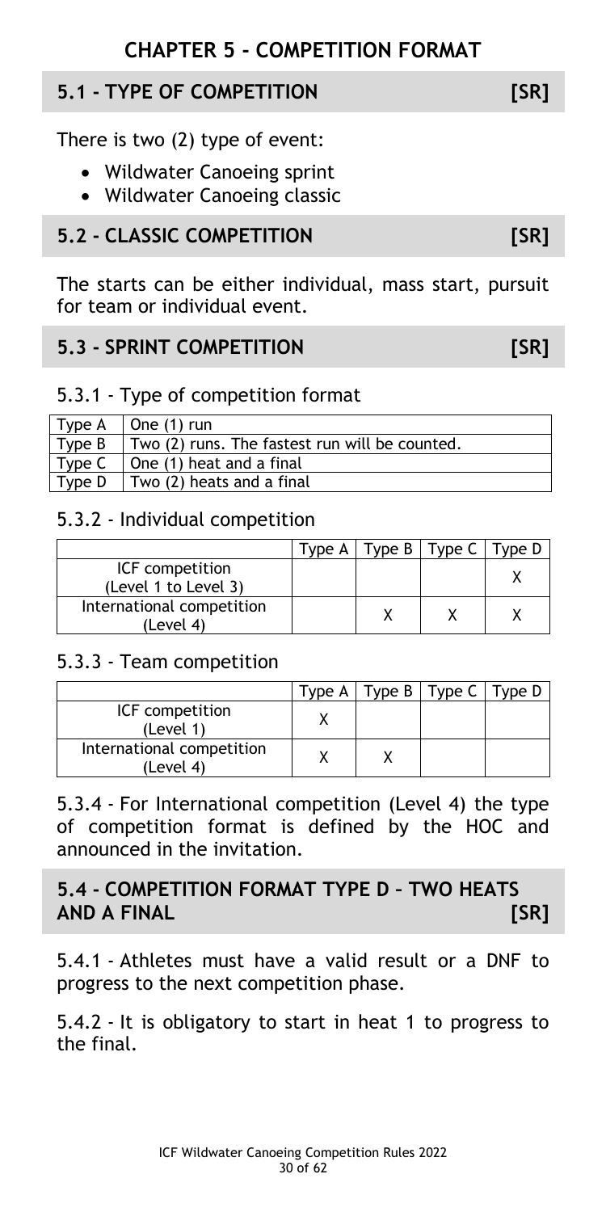# CHAPTER 5 - COMPETITION FORMAT

## 5.1 - TYPE OF COMPETITION [SR]

There is two (2) type of event:

- Wildwater Canoeing sprint
- Wildwater Canoeing classic

## 5.2 - CLASSIC COMPETITION [SR]

The starts can be either individual, mass start, pursuit for team or individual event.

## 5.3 - SPRINT COMPETITION [SR]

### 5.3.1 - Type of competition format

| | |
|---|---|
| Type A | One (1) run |
| Type B | Two (2) runs. The fastest run will be counted. |
| Type C | One (1) heat and a final |
| Type D | Two (2) heats and a final |

### 5.3.2 - Individual competition

| | Type A | Type B | Type C | Type D |
|---|---|---|---|---|
| ICF competition (Level 1 to Level 3) | | | | X |
| International competition (Level 4) | | X | X | X |

### 5.3.3 - Team competition

| | Type A | Type B | Type C | Type D |
|---|---|---|---|---|
| ICF competition (Level 1) | X | | | |
| International competition (Level 4) | X | X | | |

5.3.4 - For International competition (Level 4) the type of competition format is defined by the HOC and announced in the invitation.

## 5.4 - COMPETITION FORMAT TYPE D – TWO HEATS AND A FINAL [SR]

5.4.1 - Athletes must have a valid result or a DNF to progress to the next competition phase.

5.4.2 - It is obligatory to start in heat 1 to progress to the final.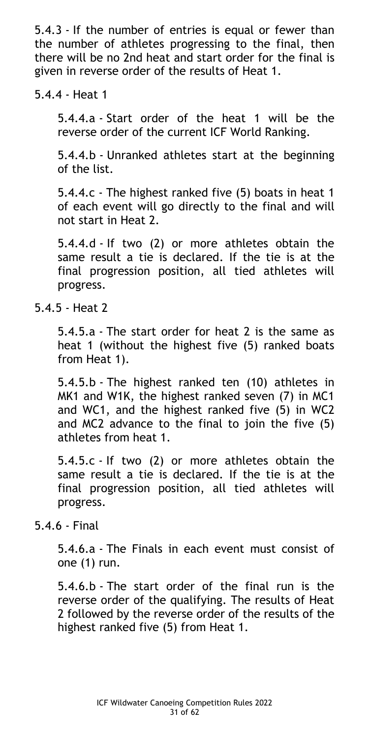5.4.3 - If the number of entries is equal or fewer than the number of athletes progressing to the final, then there will be no 2nd heat and start order for the final is given in reverse order of the results of Heat 1.

5.4.4 - Heat 1

5.4.4.a - Start order of the heat 1 will be the reverse order of the current ICF World Ranking.

5.4.4.b - Unranked athletes start at the beginning of the list.

5.4.4.c - The highest ranked five (5) boats in heat 1 of each event will go directly to the final and will not start in Heat 2.

5.4.4.d - If two (2) or more athletes obtain the same result a tie is declared. If the tie is at the final progression position, all tied athletes will progress.

5.4.5 - Heat 2

5.4.5.a - The start order for heat 2 is the same as heat 1 (without the highest five (5) ranked boats from Heat 1).

5.4.5.b - The highest ranked ten (10) athletes in MK1 and W1K, the highest ranked seven (7) in MC1 and WC1, and the highest ranked five (5) in WC2 and MC2 advance to the final to join the five (5) athletes from heat 1.

5.4.5.c - If two (2) or more athletes obtain the same result a tie is declared. If the tie is at the final progression position, all tied athletes will progress.

5.4.6 - Final

5.4.6.a - The Finals in each event must consist of one (1) run.

5.4.6.b - The start order of the final run is the reverse order of the qualifying. The results of Heat 2 followed by the reverse order of the results of the highest ranked five (5) from Heat 1.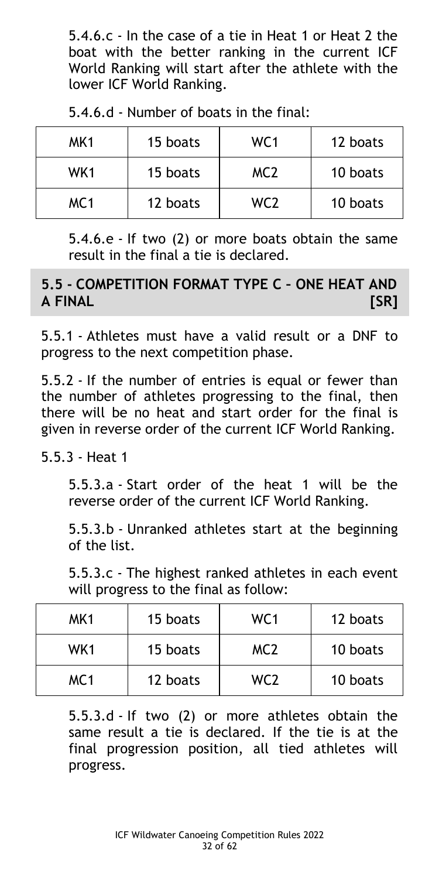5.4.6.c - In the case of a tie in Heat 1 or Heat 2 the boat with the better ranking in the current ICF World Ranking will start after the athlete with the lower ICF World Ranking.

5.4.6.d - Number of boats in the final:

| MK1 | 15 boats | WC1 | 12 boats |
|---|---|---|---|
| WK1 | 15 boats | MC2 | 10 boats |
| MC1 | 12 boats | WC2 | 10 boats |

5.4.6.e - If two (2) or more boats obtain the same result in the final a tie is declared.

## 5.5 - COMPETITION FORMAT TYPE C – ONE HEAT AND A FINAL [SR]

5.5.1 - Athletes must have a valid result or a DNF to progress to the next competition phase.

5.5.2 - If the number of entries is equal or fewer than the number of athletes progressing to the final, then there will be no heat and start order for the final is given in reverse order of the current ICF World Ranking.

5.5.3 - Heat 1

5.5.3.a - Start order of the heat 1 will be the reverse order of the current ICF World Ranking.

5.5.3.b - Unranked athletes start at the beginning of the list.

5.5.3.c - The highest ranked athletes in each event will progress to the final as follow:

| MK1 | 15 boats | WC1 | 12 boats |
|---|---|---|---|
| WK1 | 15 boats | MC2 | 10 boats |
| MC1 | 12 boats | WC2 | 10 boats |

5.5.3.d - If two (2) or more athletes obtain the same result a tie is declared. If the tie is at the final progression position, all tied athletes will progress.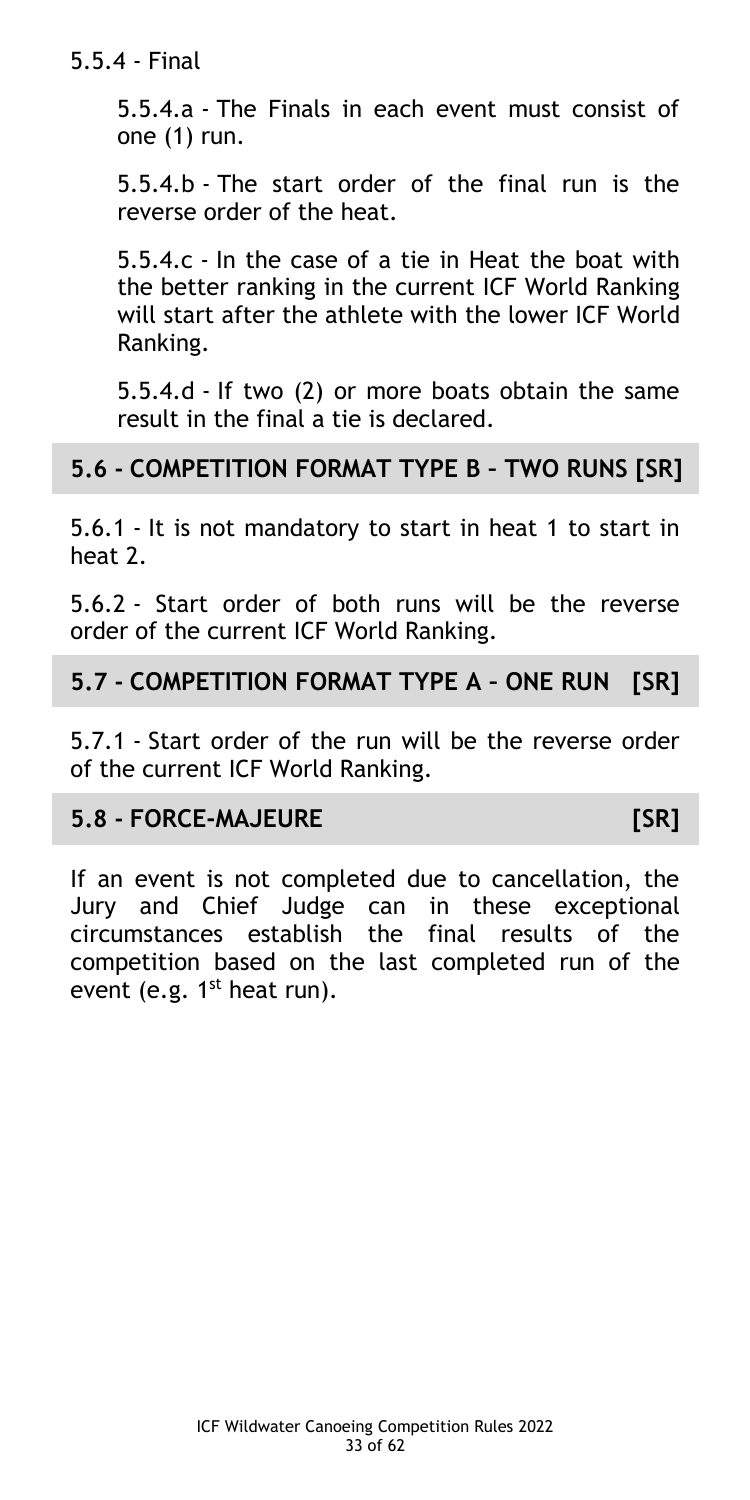5.5.4 - Final

5.5.4.a - The Finals in each event must consist of one (1) run.

5.5.4.b - The start order of the final run is the reverse order of the heat.

5.5.4.c - In the case of a tie in Heat the boat with the better ranking in the current ICF World Ranking will start after the athlete with the lower ICF World Ranking.

5.5.4.d - If two (2) or more boats obtain the same result in the final a tie is declared.

## 5.6 - COMPETITION FORMAT TYPE B – TWO RUNS [SR]

5.6.1 - It is not mandatory to start in heat 1 to start in heat 2.

5.6.2 - Start order of both runs will be the reverse order of the current ICF World Ranking.

## 5.7 - COMPETITION FORMAT TYPE A – ONE RUN [SR]

5.7.1 - Start order of the run will be the reverse order of the current ICF World Ranking.

## 5.8 - FORCE-MAJEURE [SR]

If an event is not completed due to cancellation, the Jury and Chief Judge can in these exceptional circumstances establish the final results of the competition based on the last completed run of the event (e.g. 1st heat run).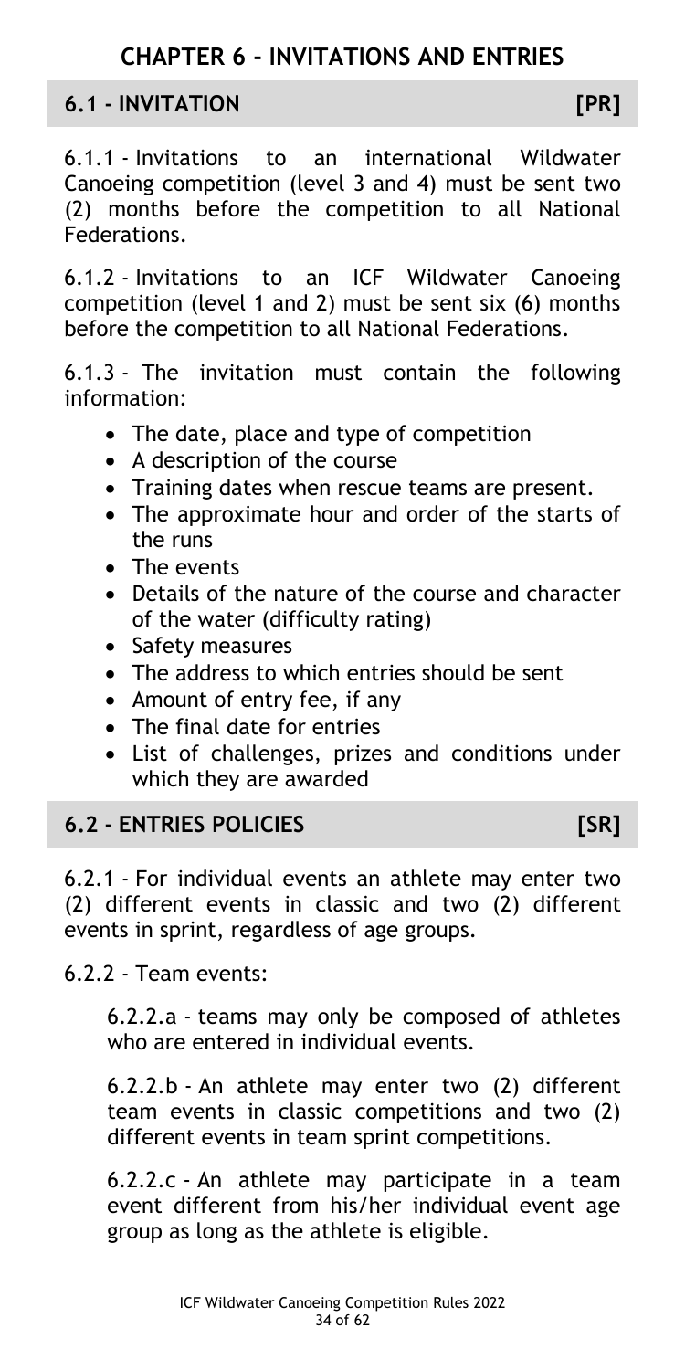# CHAPTER 6 - INVITATIONS AND ENTRIES

## 6.1 - INVITATION [PR]

6.1.1 - Invitations to an international Wildwater Canoeing competition (level 3 and 4) must be sent two (2) months before the competition to all National Federations.

6.1.2 - Invitations to an ICF Wildwater Canoeing competition (level 1 and 2) must be sent six (6) months before the competition to all National Federations.

6.1.3 - The invitation must contain the following information:

- The date, place and type of competition
- A description of the course
- Training dates when rescue teams are present.
- The approximate hour and order of the starts of the runs
- The events
- Details of the nature of the course and character of the water (difficulty rating)
- Safety measures
- The address to which entries should be sent
- Amount of entry fee, if any
- The final date for entries
- List of challenges, prizes and conditions under which they are awarded

## 6.2 - ENTRIES POLICIES [SR]

6.2.1 - For individual events an athlete may enter two (2) different events in classic and two (2) different events in sprint, regardless of age groups.

6.2.2 - Team events:

6.2.2.a - teams may only be composed of athletes who are entered in individual events.

6.2.2.b - An athlete may enter two (2) different team events in classic competitions and two (2) different events in team sprint competitions.

6.2.2.c - An athlete may participate in a team event different from his/her individual event age group as long as the athlete is eligible.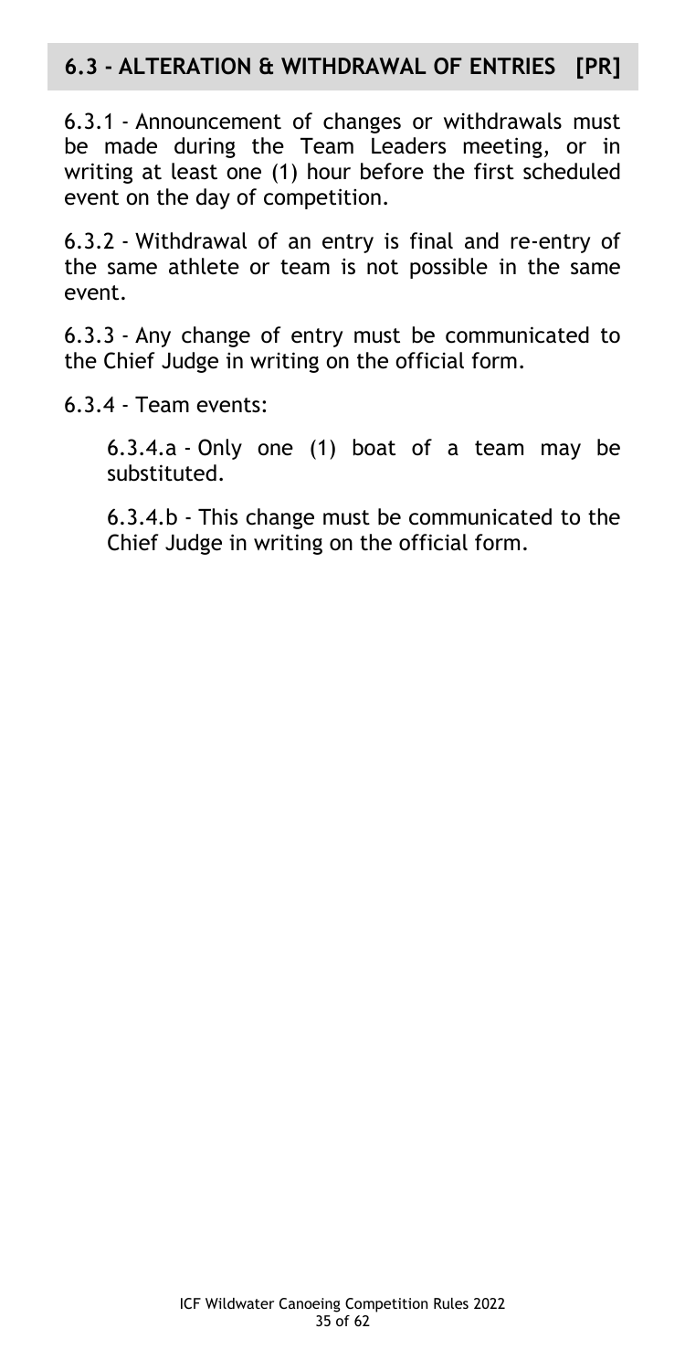## 6.3 - ALTERATION & WITHDRAWAL OF ENTRIES [PR]

6.3.1 - Announcement of changes or withdrawals must be made during the Team Leaders meeting, or in writing at least one (1) hour before the first scheduled event on the day of competition.

6.3.2 - Withdrawal of an entry is final and re-entry of the same athlete or team is not possible in the same event.

6.3.3 - Any change of entry must be communicated to the Chief Judge in writing on the official form.

6.3.4 - Team events:

6.3.4.a - Only one (1) boat of a team may be substituted.

6.3.4.b - This change must be communicated to the Chief Judge in writing on the official form.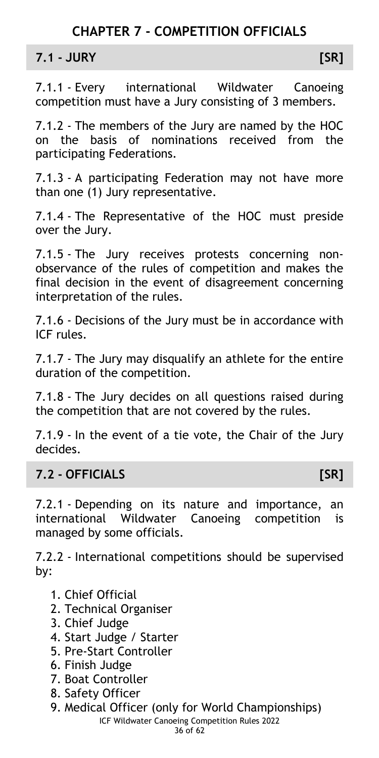# CHAPTER 7 - COMPETITION OFFICIALS

## 7.1 - JURY [SR]

7.1.1 - Every international Wildwater Canoeing competition must have a Jury consisting of 3 members.

7.1.2 - The members of the Jury are named by the HOC on the basis of nominations received from the participating Federations.

7.1.3 - A participating Federation may not have more than one (1) Jury representative.

7.1.4 - The Representative of the HOC must preside over the Jury.

7.1.5 - The Jury receives protests concerning non-observance of the rules of competition and makes the final decision in the event of disagreement concerning interpretation of the rules.

7.1.6 - Decisions of the Jury must be in accordance with ICF rules.

7.1.7 - The Jury may disqualify an athlete for the entire duration of the competition.

7.1.8 - The Jury decides on all questions raised during the competition that are not covered by the rules.

7.1.9 - In the event of a tie vote, the Chair of the Jury decides.

## 7.2 - OFFICIALS [SR]

7.2.1 - Depending on its nature and importance, an international Wildwater Canoeing competition is managed by some officials.

7.2.2 - International competitions should be supervised by:

1. Chief Official
2. Technical Organiser
3. Chief Judge
4. Start Judge / Starter
5. Pre-Start Controller
6. Finish Judge
7. Boat Controller
8. Safety Officer
9. Medical Officer (only for World Championships)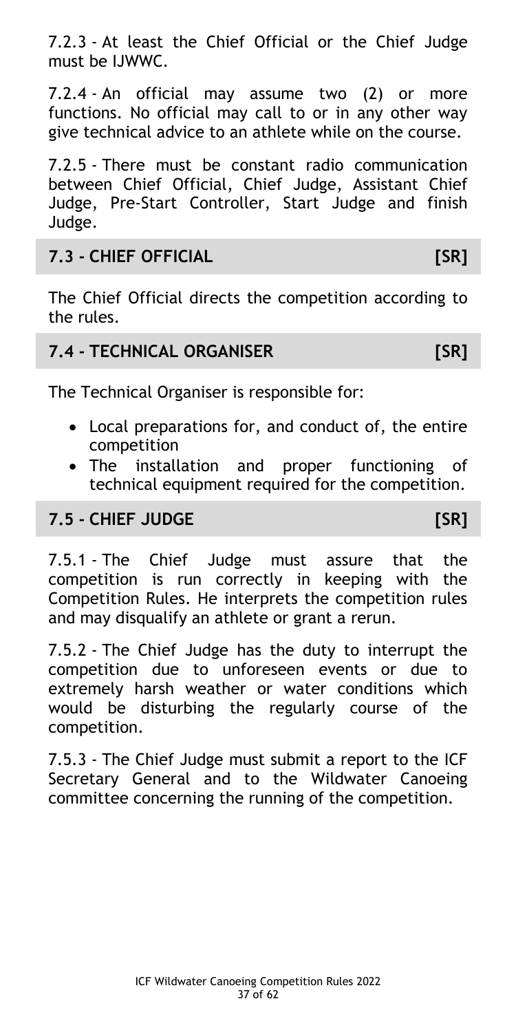7.2.3 - At least the Chief Official or the Chief Judge must be IJWWC.

7.2.4 - An official may assume two (2) or more functions. No official may call to or in any other way give technical advice to an athlete while on the course.

7.2.5 - There must be constant radio communication between Chief Official, Chief Judge, Assistant Chief Judge, Pre-Start Controller, Start Judge and finish Judge.

## 7.3 - CHIEF OFFICIAL [SR]

The Chief Official directs the competition according to the rules.

## 7.4 - TECHNICAL ORGANISER [SR]

The Technical Organiser is responsible for:

- Local preparations for, and conduct of, the entire competition
- The installation and proper functioning of technical equipment required for the competition.

## 7.5 - CHIEF JUDGE [SR]

7.5.1 - The Chief Judge must assure that the competition is run correctly in keeping with the Competition Rules. He interprets the competition rules and may disqualify an athlete or grant a rerun.

7.5.2 - The Chief Judge has the duty to interrupt the competition due to unforeseen events or due to extremely harsh weather or water conditions which would be disturbing the regularly course of the competition.

7.5.3 - The Chief Judge must submit a report to the ICF Secretary General and to the Wildwater Canoeing committee concerning the running of the competition.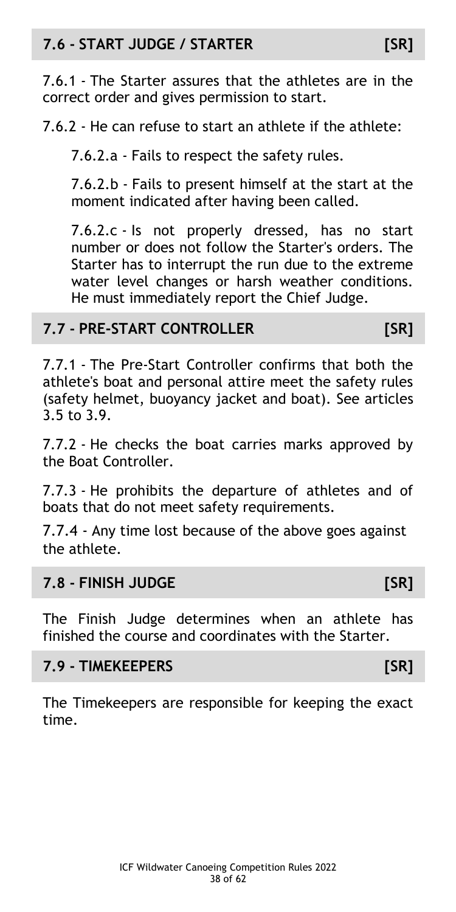## 7.6 - START JUDGE / STARTER [SR]

7.6.1 - The Starter assures that the athletes are in the correct order and gives permission to start.

7.6.2 - He can refuse to start an athlete if the athlete:

7.6.2.a - Fails to respect the safety rules.

7.6.2.b - Fails to present himself at the start at the moment indicated after having been called.

7.6.2.c - Is not properly dressed, has no start number or does not follow the Starter's orders. The Starter has to interrupt the run due to the extreme water level changes or harsh weather conditions. He must immediately report the Chief Judge.

## 7.7 - PRE-START CONTROLLER [SR]

7.7.1 - The Pre-Start Controller confirms that both the athlete's boat and personal attire meet the safety rules (safety helmet, buoyancy jacket and boat). See articles 3.5 to 3.9.

7.7.2 - He checks the boat carries marks approved by the Boat Controller.

7.7.3 - He prohibits the departure of athletes and of boats that do not meet safety requirements.

7.7.4 - Any time lost because of the above goes against the athlete.

## 7.8 - FINISH JUDGE [SR]

The Finish Judge determines when an athlete has finished the course and coordinates with the Starter.

## 7.9 - TIMEKEEPERS [SR]

The Timekeepers are responsible for keeping the exact time.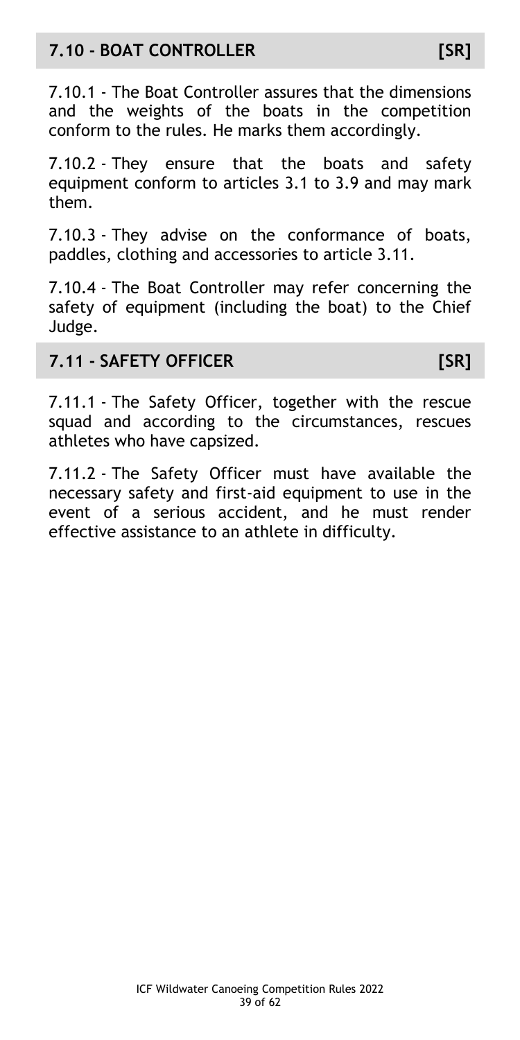## 7.10 - BOAT CONTROLLER [SR]

7.10.1 - The Boat Controller assures that the dimensions and the weights of the boats in the competition conform to the rules. He marks them accordingly.

7.10.2 - They ensure that the boats and safety equipment conform to articles 3.1 to 3.9 and may mark them.

7.10.3 - They advise on the conformance of boats, paddles, clothing and accessories to article 3.11.

7.10.4 - The Boat Controller may refer concerning the safety of equipment (including the boat) to the Chief Judge.

## 7.11 - SAFETY OFFICER [SR]

7.11.1 - The Safety Officer, together with the rescue squad and according to the circumstances, rescues athletes who have capsized.

7.11.2 - The Safety Officer must have available the necessary safety and first-aid equipment to use in the event of a serious accident, and he must render effective assistance to an athlete in difficulty.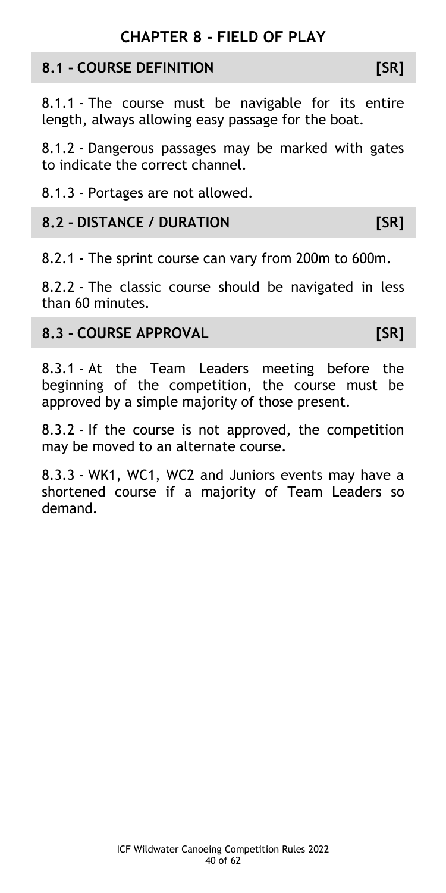# CHAPTER 8 - FIELD OF PLAY

## 8.1 - COURSE DEFINITION [SR]

8.1.1 - The course must be navigable for its entire length, always allowing easy passage for the boat.

8.1.2 - Dangerous passages may be marked with gates to indicate the correct channel.

8.1.3 - Portages are not allowed.

## 8.2 - DISTANCE / DURATION [SR]

8.2.1 - The sprint course can vary from 200m to 600m.

8.2.2 - The classic course should be navigated in less than 60 minutes.

## 8.3 - COURSE APPROVAL [SR]

8.3.1 - At the Team Leaders meeting before the beginning of the competition, the course must be approved by a simple majority of those present.

8.3.2 - If the course is not approved, the competition may be moved to an alternate course.

8.3.3 - WK1, WC1, WC2 and Juniors events may have a shortened course if a majority of Team Leaders so demand.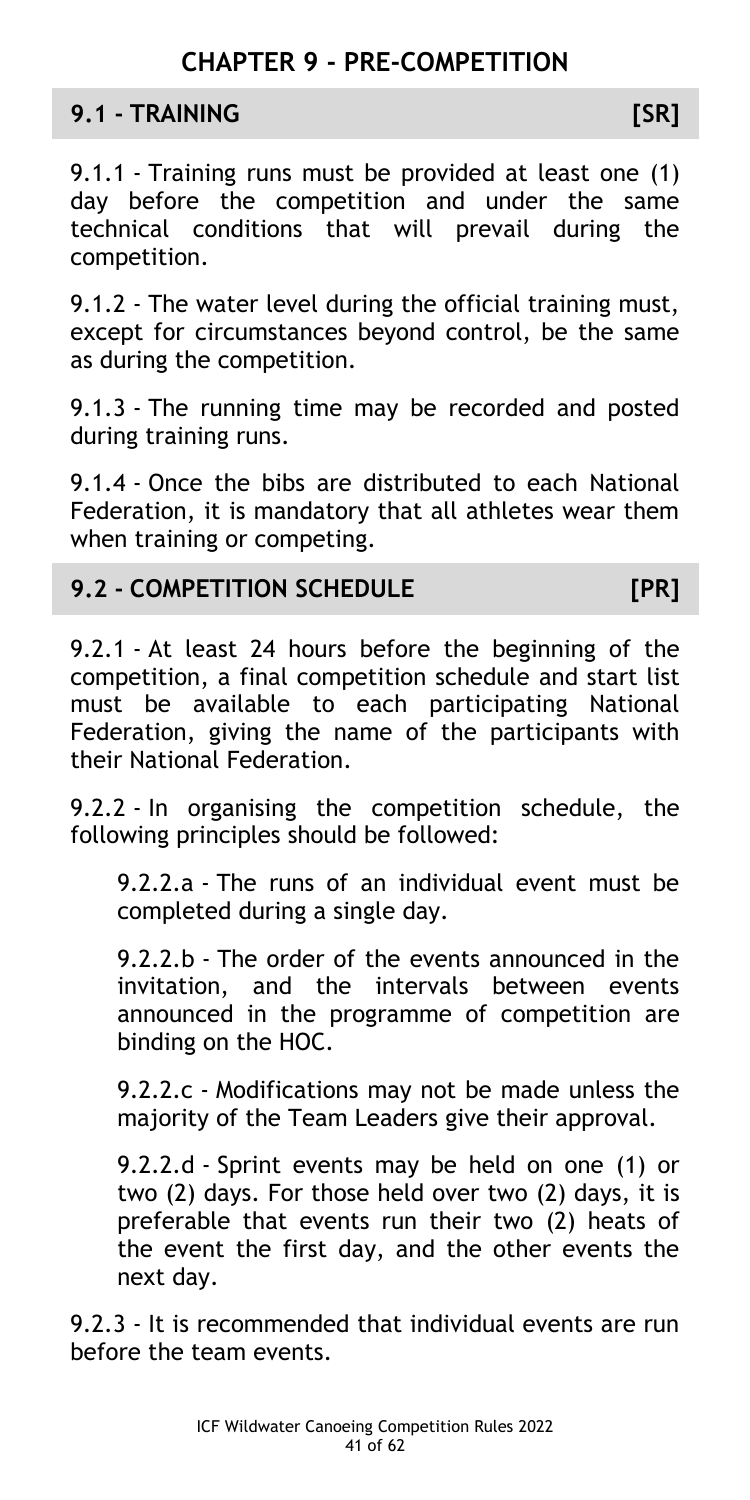# CHAPTER 9 - PRE-COMPETITION

## 9.1 - TRAINING [SR]

9.1.1 - Training runs must be provided at least one (1) day before the competition and under the same technical conditions that will prevail during the competition.

9.1.2 - The water level during the official training must, except for circumstances beyond control, be the same as during the competition.

9.1.3 - The running time may be recorded and posted during training runs.

9.1.4 - Once the bibs are distributed to each National Federation, it is mandatory that all athletes wear them when training or competing.

## 9.2 - COMPETITION SCHEDULE [PR]

9.2.1 - At least 24 hours before the beginning of the competition, a final competition schedule and start list must be available to each participating National Federation, giving the name of the participants with their National Federation.

9.2.2 - In organising the competition schedule, the following principles should be followed:

> 9.2.2.a - The runs of an individual event must be completed during a single day.
>
> 9.2.2.b - The order of the events announced in the invitation, and the intervals between events announced in the programme of competition are binding on the HOC.
>
> 9.2.2.c - Modifications may not be made unless the majority of the Team Leaders give their approval.
>
> 9.2.2.d - Sprint events may be held on one (1) or two (2) days. For those held over two (2) days, it is preferable that events run their two (2) heats of the event the first day, and the other events the next day.

9.2.3 - It is recommended that individual events are run before the team events.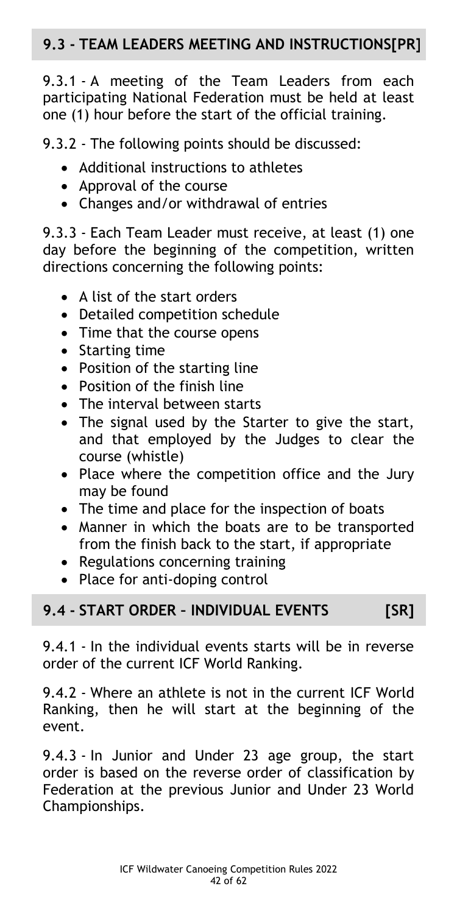## 9.3 - TEAM LEADERS MEETING AND INSTRUCTIONS[PR]

9.3.1 - A meeting of the Team Leaders from each participating National Federation must be held at least one (1) hour before the start of the official training.

9.3.2 - The following points should be discussed:

- Additional instructions to athletes
- Approval of the course
- Changes and/or withdrawal of entries

9.3.3 - Each Team Leader must receive, at least (1) one day before the beginning of the competition, written directions concerning the following points:

- A list of the start orders
- Detailed competition schedule
- Time that the course opens
- Starting time
- Position of the starting line
- Position of the finish line
- The interval between starts
- The signal used by the Starter to give the start, and that employed by the Judges to clear the course (whistle)
- Place where the competition office and the Jury may be found
- The time and place for the inspection of boats
- Manner in which the boats are to be transported from the finish back to the start, if appropriate
- Regulations concerning training
- Place for anti-doping control

## 9.4 - START ORDER – INDIVIDUAL EVENTS [SR]

9.4.1 - In the individual events starts will be in reverse order of the current ICF World Ranking.

9.4.2 - Where an athlete is not in the current ICF World Ranking, then he will start at the beginning of the event.

9.4.3 - In Junior and Under 23 age group, the start order is based on the reverse order of classification by Federation at the previous Junior and Under 23 World Championships.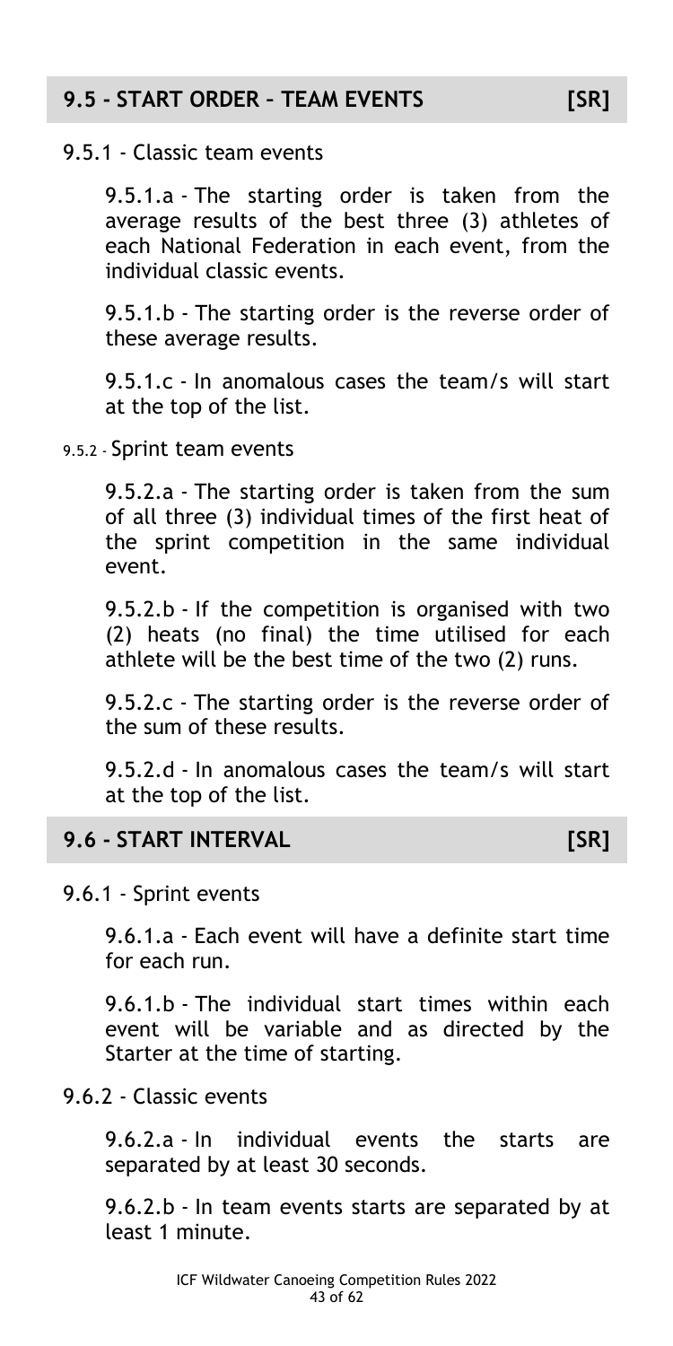## 9.5 - START ORDER – TEAM EVENTS [SR]

9.5.1 - Classic team events

9.5.1.a - The starting order is taken from the average results of the best three (3) athletes of each National Federation in each event, from the individual classic events.

9.5.1.b - The starting order is the reverse order of these average results.

9.5.1.c - In anomalous cases the team/s will start at the top of the list.

9.5.2 - Sprint team events

9.5.2.a - The starting order is taken from the sum of all three (3) individual times of the first heat of the sprint competition in the same individual event.

9.5.2.b - If the competition is organised with two (2) heats (no final) the time utilised for each athlete will be the best time of the two (2) runs.

9.5.2.c - The starting order is the reverse order of the sum of these results.

9.5.2.d - In anomalous cases the team/s will start at the top of the list.

## 9.6 - START INTERVAL [SR]

9.6.1 - Sprint events

9.6.1.a - Each event will have a definite start time for each run.

9.6.1.b - The individual start times within each event will be variable and as directed by the Starter at the time of starting.

9.6.2 - Classic events

9.6.2.a - In individual events the starts are separated by at least 30 seconds.

9.6.2.b - In team events starts are separated by at least 1 minute.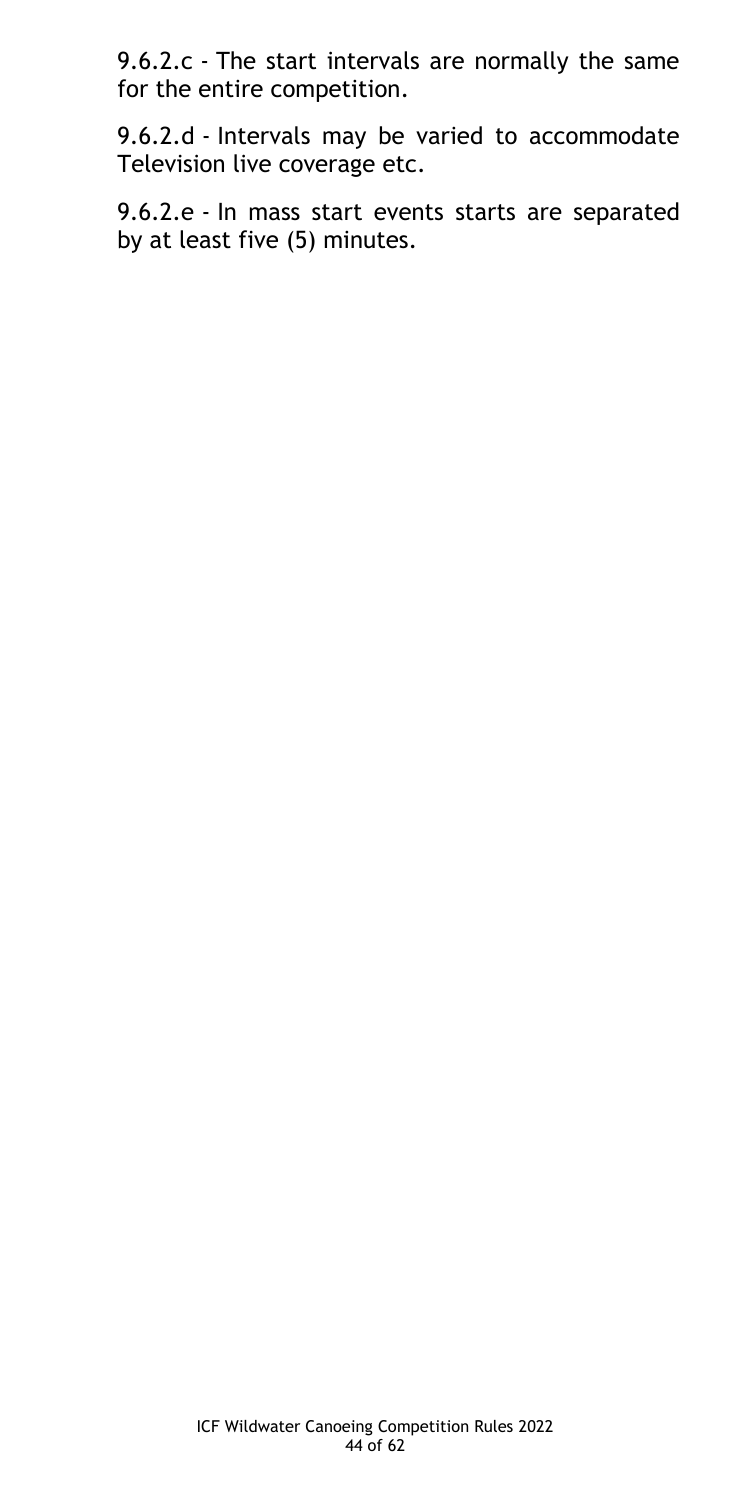9.6.2.c - The start intervals are normally the same for the entire competition.

9.6.2.d - Intervals may be varied to accommodate Television live coverage etc.

9.6.2.e - In mass start events starts are separated by at least five (5) minutes.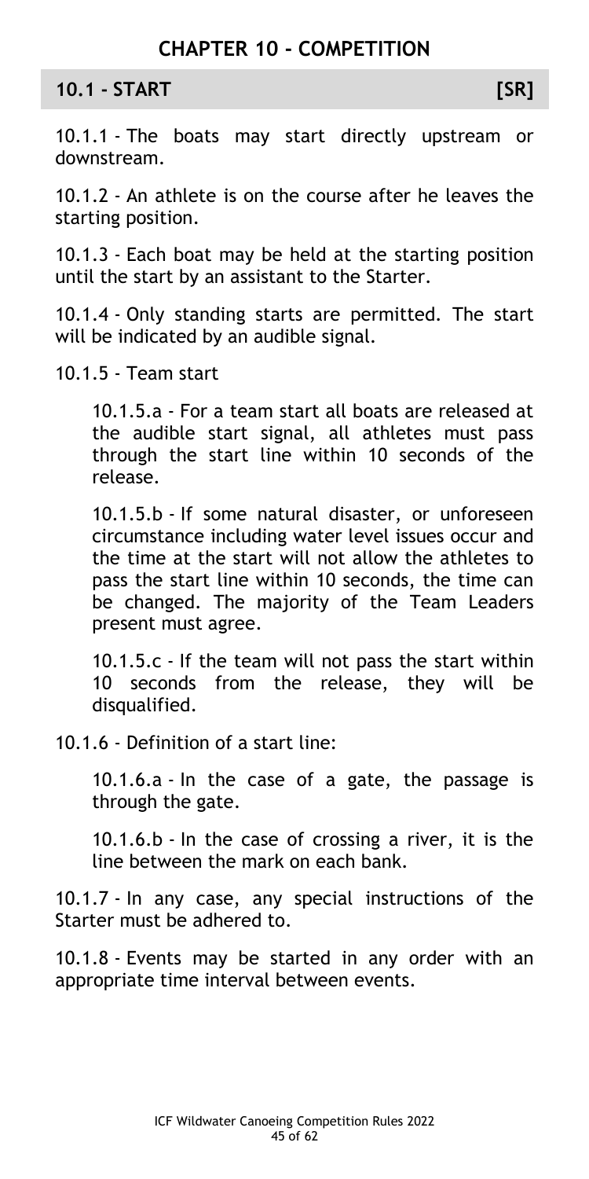# CHAPTER 10 - COMPETITION

## 10.1 - START [SR]

10.1.1 - The boats may start directly upstream or downstream.

10.1.2 - An athlete is on the course after he leaves the starting position.

10.1.3 - Each boat may be held at the starting position until the start by an assistant to the Starter.

10.1.4 - Only standing starts are permitted. The start will be indicated by an audible signal.

10.1.5 - Team start

> 10.1.5.a - For a team start all boats are released at the audible start signal, all athletes must pass through the start line within 10 seconds of the release.
>
> 10.1.5.b - If some natural disaster, or unforeseen circumstance including water level issues occur and the time at the start will not allow the athletes to pass the start line within 10 seconds, the time can be changed. The majority of the Team Leaders present must agree.
>
> 10.1.5.c - If the team will not pass the start within 10 seconds from the release, they will be disqualified.

10.1.6 - Definition of a start line:

> 10.1.6.a - In the case of a gate, the passage is through the gate.
>
> 10.1.6.b - In the case of crossing a river, it is the line between the mark on each bank.

10.1.7 - In any case, any special instructions of the Starter must be adhered to.

10.1.8 - Events may be started in any order with an appropriate time interval between events.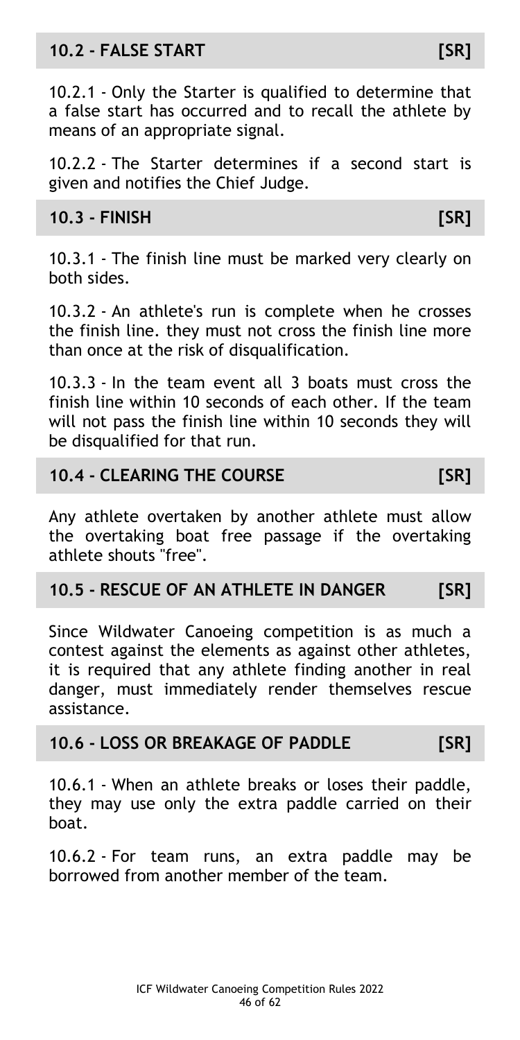## 10.2 - FALSE START [SR]

10.2.1 - Only the Starter is qualified to determine that a false start has occurred and to recall the athlete by means of an appropriate signal.

10.2.2 - The Starter determines if a second start is given and notifies the Chief Judge.

## 10.3 - FINISH [SR]

10.3.1 - The finish line must be marked very clearly on both sides.

10.3.2 - An athlete's run is complete when he crosses the finish line. they must not cross the finish line more than once at the risk of disqualification.

10.3.3 - In the team event all 3 boats must cross the finish line within 10 seconds of each other. If the team will not pass the finish line within 10 seconds they will be disqualified for that run.

## 10.4 - CLEARING THE COURSE [SR]

Any athlete overtaken by another athlete must allow the overtaking boat free passage if the overtaking athlete shouts "free".

## 10.5 - RESCUE OF AN ATHLETE IN DANGER [SR]

Since Wildwater Canoeing competition is as much a contest against the elements as against other athletes, it is required that any athlete finding another in real danger, must immediately render themselves rescue assistance.

## 10.6 - LOSS OR BREAKAGE OF PADDLE [SR]

10.6.1 - When an athlete breaks or loses their paddle, they may use only the extra paddle carried on their boat.

10.6.2 - For team runs, an extra paddle may be borrowed from another member of the team.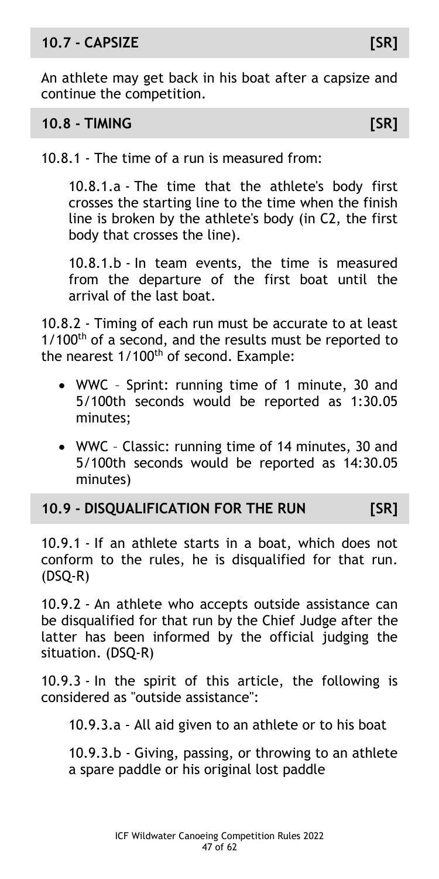## 10.7 - CAPSIZE [SR]

An athlete may get back in his boat after a capsize and continue the competition.

## 10.8 - TIMING [SR]

10.8.1 - The time of a run is measured from:

10.8.1.a - The time that the athlete's body first crosses the starting line to the time when the finish line is broken by the athlete's body (in C2, the first body that crosses the line).

10.8.1.b - In team events, the time is measured from the departure of the first boat until the arrival of the last boat.

10.8.2 - Timing of each run must be accurate to at least 1/100th of a second, and the results must be reported to the nearest 1/100th of second. Example:

- WWC – Sprint: running time of 1 minute, 30 and 5/100th seconds would be reported as 1:30.05 minutes;
- WWC – Classic: running time of 14 minutes, 30 and 5/100th seconds would be reported as 14:30.05 minutes)

## 10.9 - DISQUALIFICATION FOR THE RUN [SR]

10.9.1 - If an athlete starts in a boat, which does not conform to the rules, he is disqualified for that run. (DSQ-R)

10.9.2 - An athlete who accepts outside assistance can be disqualified for that run by the Chief Judge after the latter has been informed by the official judging the situation. (DSQ-R)

10.9.3 - In the spirit of this article, the following is considered as "outside assistance":

10.9.3.a - All aid given to an athlete or to his boat

10.9.3.b - Giving, passing, or throwing to an athlete a spare paddle or his original lost paddle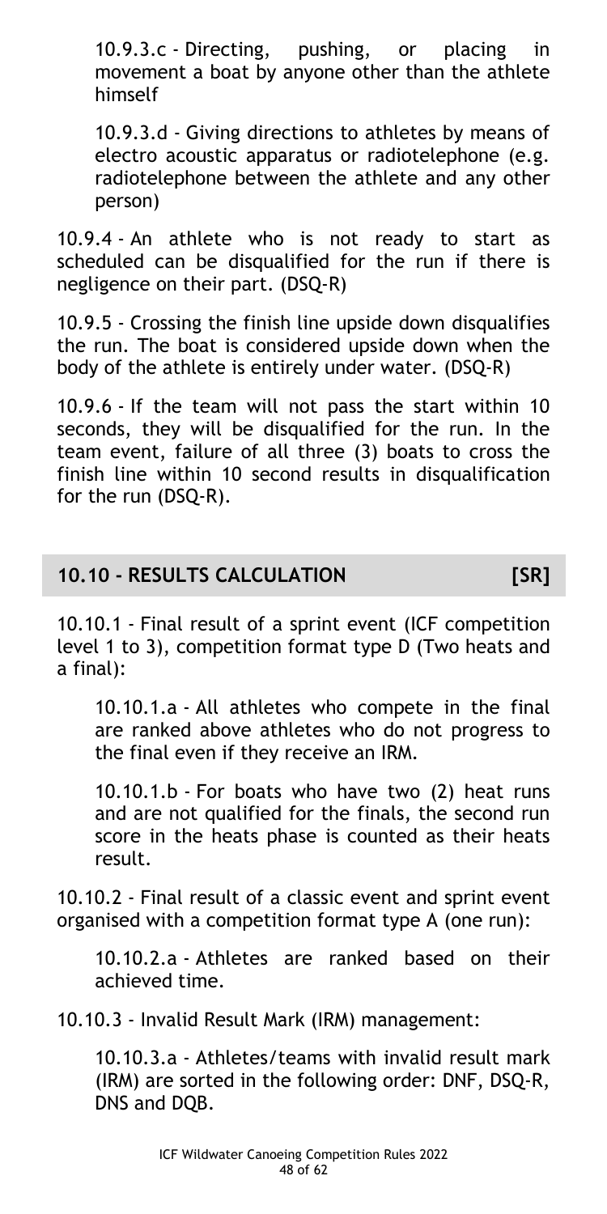10.9.3.c - Directing, pushing, or placing in movement a boat by anyone other than the athlete himself

10.9.3.d - Giving directions to athletes by means of electro acoustic apparatus or radiotelephone (e.g. radiotelephone between the athlete and any other person)

10.9.4 - An athlete who is not ready to start as scheduled can be disqualified for the run if there is negligence on their part. (DSQ-R)

10.9.5 - Crossing the finish line upside down disqualifies the run. The boat is considered upside down when the body of the athlete is entirely under water. (DSQ-R)

10.9.6 - If the team will not pass the start within 10 seconds, they will be disqualified for the run. In the team event, failure of all three (3) boats to cross the finish line within 10 second results in disqualification for the run (DSQ-R).

## 10.10 - RESULTS CALCULATION [SR]

10.10.1 - Final result of a sprint event (ICF competition level 1 to 3), competition format type D (Two heats and a final):

10.10.1.a - All athletes who compete in the final are ranked above athletes who do not progress to the final even if they receive an IRM.

10.10.1.b - For boats who have two (2) heat runs and are not qualified for the finals, the second run score in the heats phase is counted as their heats result.

10.10.2 - Final result of a classic event and sprint event organised with a competition format type A (one run):

10.10.2.a - Athletes are ranked based on their achieved time.

10.10.3 - Invalid Result Mark (IRM) management:

10.10.3.a - Athletes/teams with invalid result mark (IRM) are sorted in the following order: DNF, DSQ-R, DNS and DQB.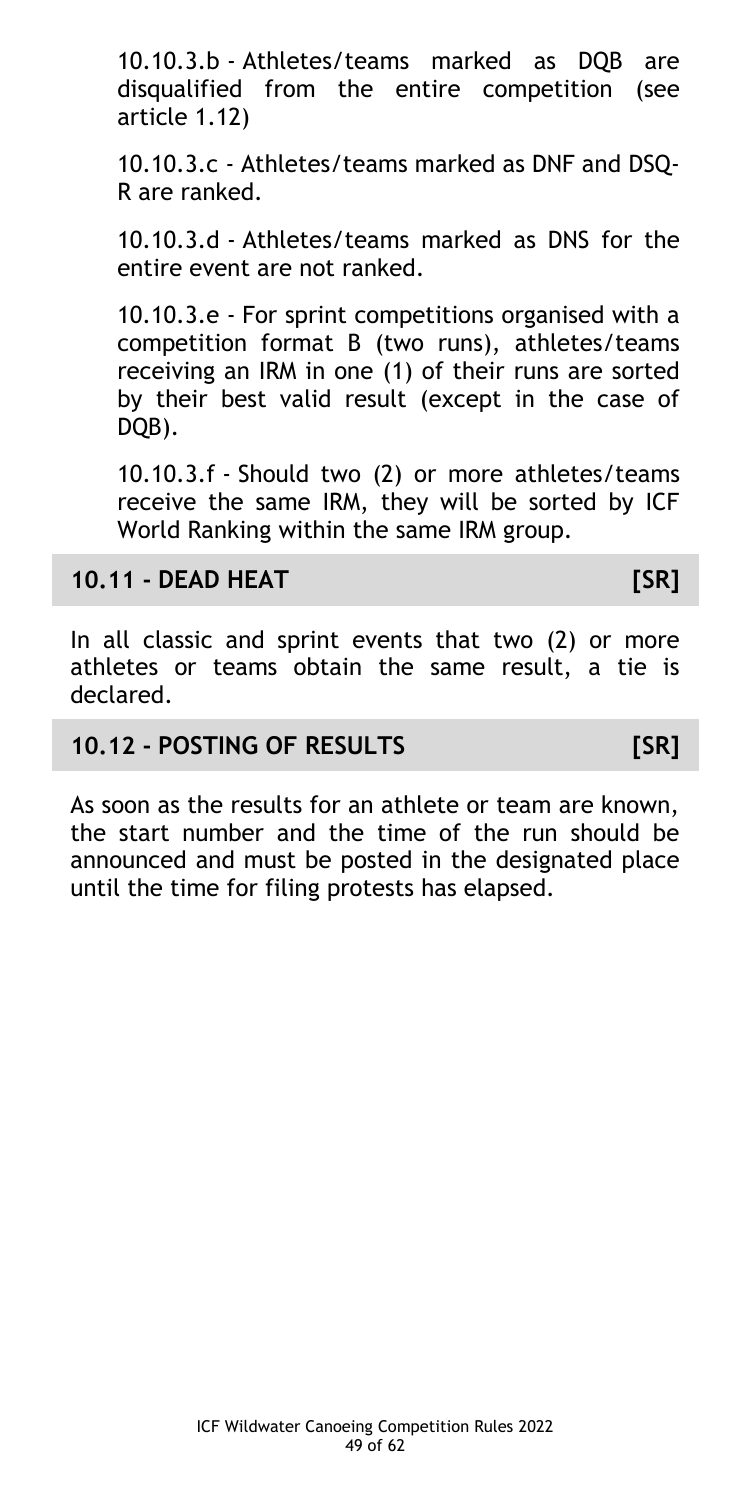10.10.3.b - Athletes/teams marked as DQB are disqualified from the entire competition (see article 1.12)

10.10.3.c - Athletes/teams marked as DNF and DSQ-R are ranked.

10.10.3.d - Athletes/teams marked as DNS for the entire event are not ranked.

10.10.3.e - For sprint competitions organised with a competition format B (two runs), athletes/teams receiving an IRM in one (1) of their runs are sorted by their best valid result (except in the case of DQB).

10.10.3.f - Should two (2) or more athletes/teams receive the same IRM, they will be sorted by ICF World Ranking within the same IRM group.

## 10.11 - DEAD HEAT [SR]

In all classic and sprint events that two (2) or more athletes or teams obtain the same result, a tie is declared.

## 10.12 - POSTING OF RESULTS [SR]

As soon as the results for an athlete or team are known, the start number and the time of the run should be announced and must be posted in the designated place until the time for filing protests has elapsed.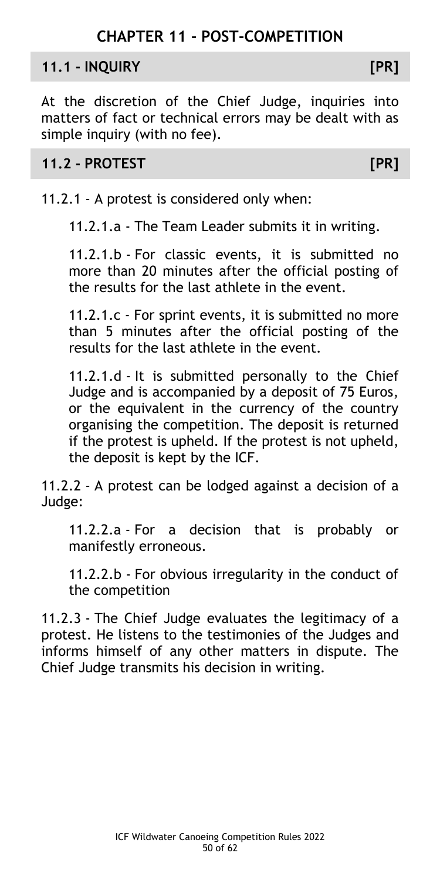# CHAPTER 11 - POST-COMPETITION

## 11.1 - INQUIRY [PR]

At the discretion of the Chief Judge, inquiries into matters of fact or technical errors may be dealt with as simple inquiry (with no fee).

## 11.2 - PROTEST [PR]

11.2.1 - A protest is considered only when:

11.2.1.a - The Team Leader submits it in writing.

11.2.1.b - For classic events, it is submitted no more than 20 minutes after the official posting of the results for the last athlete in the event.

11.2.1.c - For sprint events, it is submitted no more than 5 minutes after the official posting of the results for the last athlete in the event.

11.2.1.d - It is submitted personally to the Chief Judge and is accompanied by a deposit of 75 Euros, or the equivalent in the currency of the country organising the competition. The deposit is returned if the protest is upheld. If the protest is not upheld, the deposit is kept by the ICF.

11.2.2 - A protest can be lodged against a decision of a Judge:

11.2.2.a - For a decision that is probably or manifestly erroneous.

11.2.2.b - For obvious irregularity in the conduct of the competition

11.2.3 - The Chief Judge evaluates the legitimacy of a protest. He listens to the testimonies of the Judges and informs himself of any other matters in dispute. The Chief Judge transmits his decision in writing.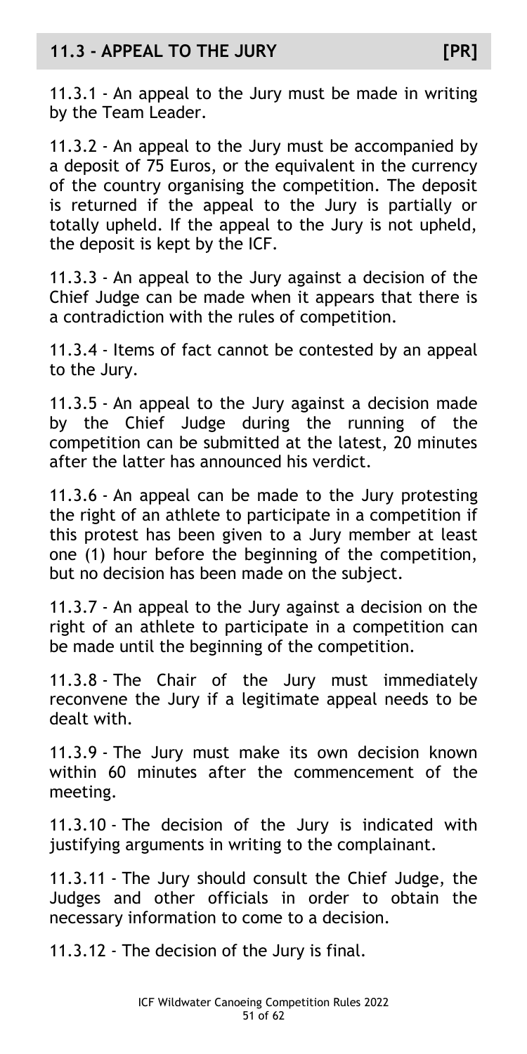## 11.3 - APPEAL TO THE JURY [PR]

11.3.1 - An appeal to the Jury must be made in writing by the Team Leader.

11.3.2 - An appeal to the Jury must be accompanied by a deposit of 75 Euros, or the equivalent in the currency of the country organising the competition. The deposit is returned if the appeal to the Jury is partially or totally upheld. If the appeal to the Jury is not upheld, the deposit is kept by the ICF.

11.3.3 - An appeal to the Jury against a decision of the Chief Judge can be made when it appears that there is a contradiction with the rules of competition.

11.3.4 - Items of fact cannot be contested by an appeal to the Jury.

11.3.5 - An appeal to the Jury against a decision made by the Chief Judge during the running of the competition can be submitted at the latest, 20 minutes after the latter has announced his verdict.

11.3.6 - An appeal can be made to the Jury protesting the right of an athlete to participate in a competition if this protest has been given to a Jury member at least one (1) hour before the beginning of the competition, but no decision has been made on the subject.

11.3.7 - An appeal to the Jury against a decision on the right of an athlete to participate in a competition can be made until the beginning of the competition.

11.3.8 - The Chair of the Jury must immediately reconvene the Jury if a legitimate appeal needs to be dealt with.

11.3.9 - The Jury must make its own decision known within 60 minutes after the commencement of the meeting.

11.3.10 - The decision of the Jury is indicated with justifying arguments in writing to the complainant.

11.3.11 - The Jury should consult the Chief Judge, the Judges and other officials in order to obtain the necessary information to come to a decision.

11.3.12 - The decision of the Jury is final.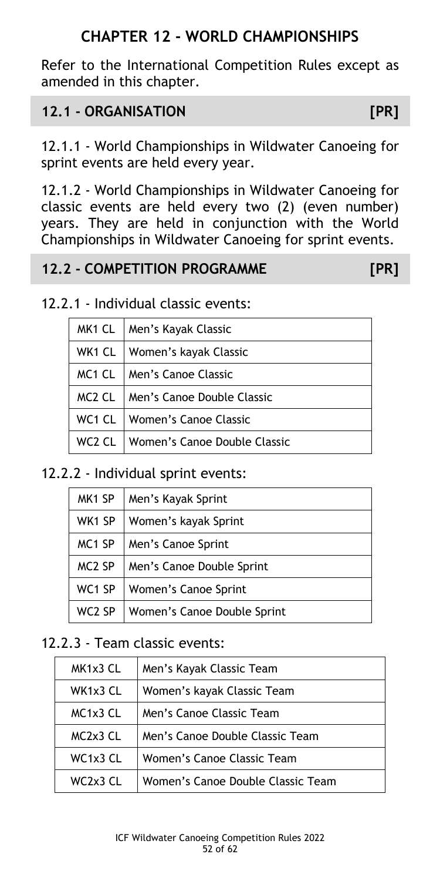## CHAPTER 12 - WORLD CHAMPIONSHIPS

Refer to the International Competition Rules except as amended in this chapter.

### 12.1 - ORGANISATION [PR]

12.1.1 - World Championships in Wildwater Canoeing for sprint events are held every year.

12.1.2 - World Championships in Wildwater Canoeing for classic events are held every two (2) (even number) years. They are held in conjunction with the World Championships in Wildwater Canoeing for sprint events.

### 12.2 - COMPETITION PROGRAMME [PR]

12.2.1 - Individual classic events:

| | |
|---|---|
| MK1 CL | Men's Kayak Classic |
| WK1 CL | Women's kayak Classic |
| MC1 CL | Men's Canoe Classic |
| MC2 CL | Men's Canoe Double Classic |
| WC1 CL | Women's Canoe Classic |
| WC2 CL | Women's Canoe Double Classic |

12.2.2 - Individual sprint events:

| | |
|---|---|
| MK1 SP | Men's Kayak Sprint |
| WK1 SP | Women's kayak Sprint |
| MC1 SP | Men's Canoe Sprint |
| MC2 SP | Men's Canoe Double Sprint |
| WC1 SP | Women's Canoe Sprint |
| WC2 SP | Women's Canoe Double Sprint |

12.2.3 - Team classic events:

| | |
|---|---|
| MK1x3 CL | Men's Kayak Classic Team |
| WK1x3 CL | Women's kayak Classic Team |
| MC1x3 CL | Men's Canoe Classic Team |
| MC2x3 CL | Men's Canoe Double Classic Team |
| WC1x3 CL | Women's Canoe Classic Team |
| WC2x3 CL | Women's Canoe Double Classic Team |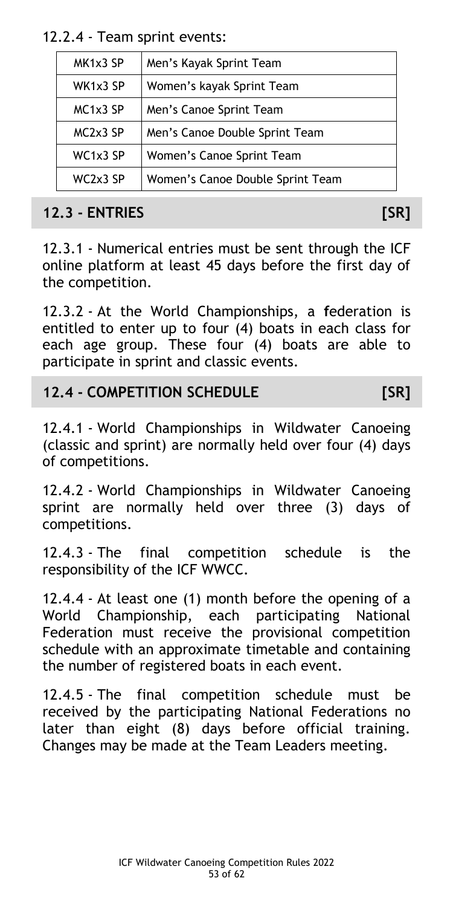12.2.4 - Team sprint events:

| MK1x3 SP | Men's Kayak Sprint Team |
|---|---|
| WK1x3 SP | Women's kayak Sprint Team |
| MC1x3 SP | Men's Canoe Sprint Team |
| MC2x3 SP | Men's Canoe Double Sprint Team |
| WC1x3 SP | Women's Canoe Sprint Team |
| WC2x3 SP | Women's Canoe Double Sprint Team |

## 12.3 - ENTRIES [SR]

12.3.1 - Numerical entries must be sent through the ICF online platform at least 45 days before the first day of the competition.

12.3.2 - At the World Championships, a **f**ederation is entitled to enter up to four (4) boats in each class for each age group. These four (4) boats are able to participate in sprint and classic events.

## 12.4 - COMPETITION SCHEDULE [SR]

12.4.1 - World Championships in Wildwater Canoeing (classic and sprint) are normally held over four (4) days of competitions.

12.4.2 - World Championships in Wildwater Canoeing sprint are normally held over three (3) days of competitions.

12.4.3 - The final competition schedule is the responsibility of the ICF WWCC.

12.4.4 - At least one (1) month before the opening of a World Championship, each participating National Federation must receive the provisional competition schedule with an approximate timetable and containing the number of registered boats in each event.

12.4.5 - The final competition schedule must be received by the participating National Federations no later than eight (8) days before official training. Changes may be made at the Team Leaders meeting.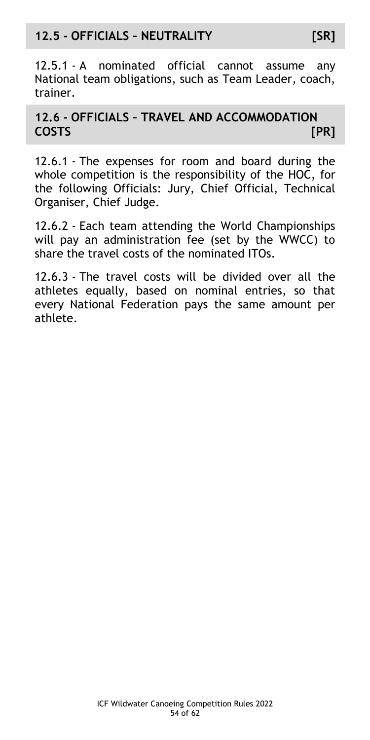## 12.5 - OFFICIALS – NEUTRALITY [SR]

12.5.1 - A nominated official cannot assume any National team obligations, such as Team Leader, coach, trainer.

## 12.6 - OFFICIALS – TRAVEL AND ACCOMMODATION COSTS [PR]

12.6.1 - The expenses for room and board during the whole competition is the responsibility of the HOC, for the following Officials: Jury, Chief Official, Technical Organiser, Chief Judge.

12.6.2 - Each team attending the World Championships will pay an administration fee (set by the WWCC) to share the travel costs of the nominated ITOs.

12.6.3 - The travel costs will be divided over all the athletes equally, based on nominal entries, so that every National Federation pays the same amount per athlete.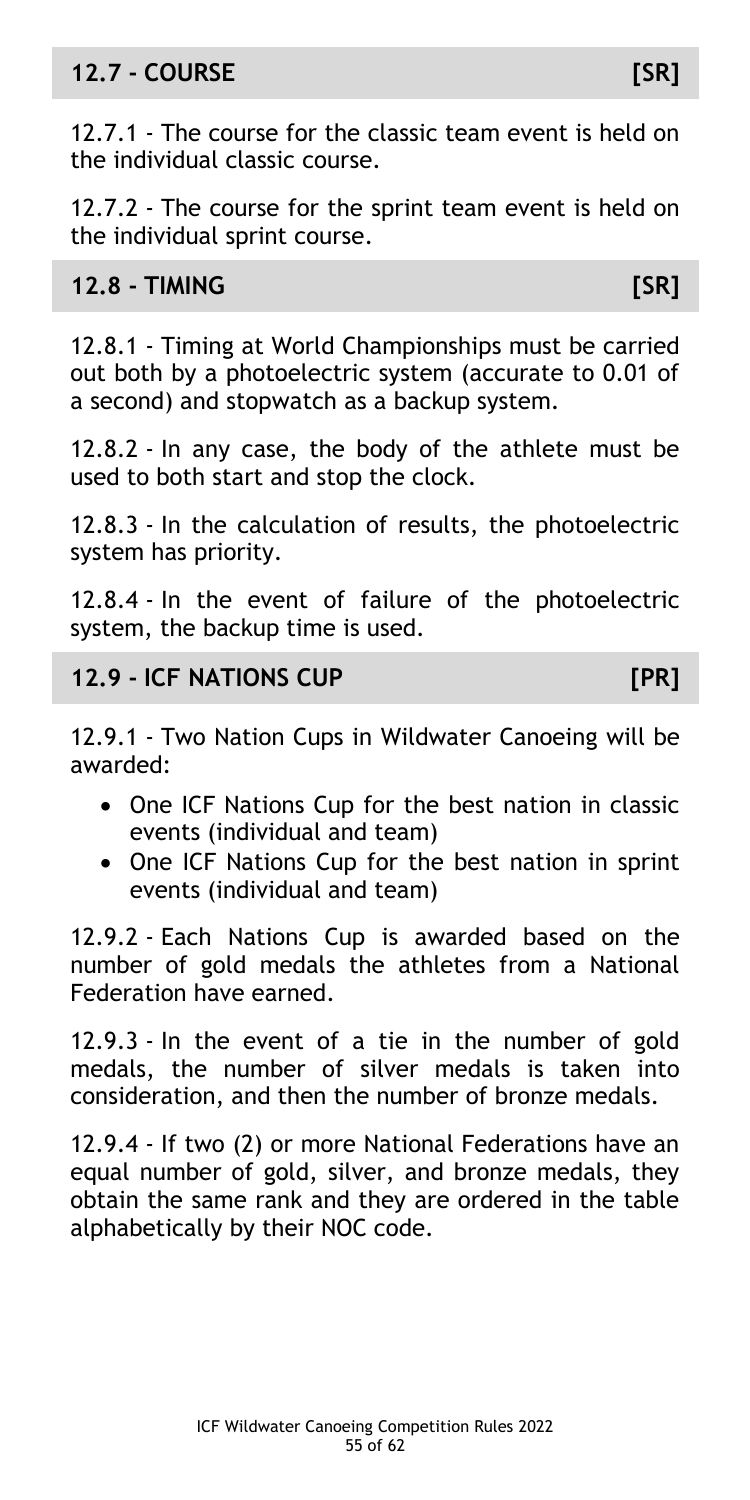## 12.7 - COURSE [SR]

12.7.1 - The course for the classic team event is held on the individual classic course.

12.7.2 - The course for the sprint team event is held on the individual sprint course.

## 12.8 - TIMING [SR]

12.8.1 - Timing at World Championships must be carried out both by a photoelectric system (accurate to 0.01 of a second) and stopwatch as a backup system.

12.8.2 - In any case, the body of the athlete must be used to both start and stop the clock.

12.8.3 - In the calculation of results, the photoelectric system has priority.

12.8.4 - In the event of failure of the photoelectric system, the backup time is used.

## 12.9 - ICF NATIONS CUP [PR]

12.9.1 - Two Nation Cups in Wildwater Canoeing will be awarded:

- One ICF Nations Cup for the best nation in classic events (individual and team)
- One ICF Nations Cup for the best nation in sprint events (individual and team)

12.9.2 - Each Nations Cup is awarded based on the number of gold medals the athletes from a National Federation have earned.

12.9.3 - In the event of a tie in the number of gold medals, the number of silver medals is taken into consideration, and then the number of bronze medals.

12.9.4 - If two (2) or more National Federations have an equal number of gold, silver, and bronze medals, they obtain the same rank and they are ordered in the table alphabetically by their NOC code.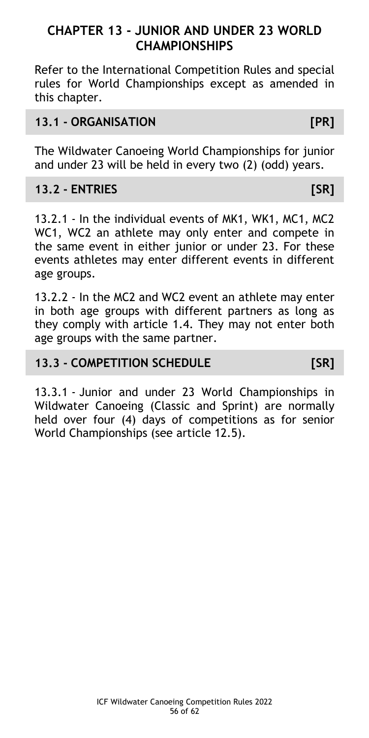# CHAPTER 13 - JUNIOR AND UNDER 23 WORLD CHAMPIONSHIPS

Refer to the International Competition Rules and special rules for World Championships except as amended in this chapter.

## 13.1 - ORGANISATION [PR]

The Wildwater Canoeing World Championships for junior and under 23 will be held in every two (2) (odd) years.

## 13.2 - ENTRIES [SR]

13.2.1 - In the individual events of MK1, WK1, MC1, MC2 WC1, WC2 an athlete may only enter and compete in the same event in either junior or under 23. For these events athletes may enter different events in different age groups.

13.2.2 - In the MC2 and WC2 event an athlete may enter in both age groups with different partners as long as they comply with article 1.4. They may not enter both age groups with the same partner.

## 13.3 - COMPETITION SCHEDULE [SR]

13.3.1 - Junior and under 23 World Championships in Wildwater Canoeing (Classic and Sprint) are normally held over four (4) days of competitions as for senior World Championships (see article 12.5).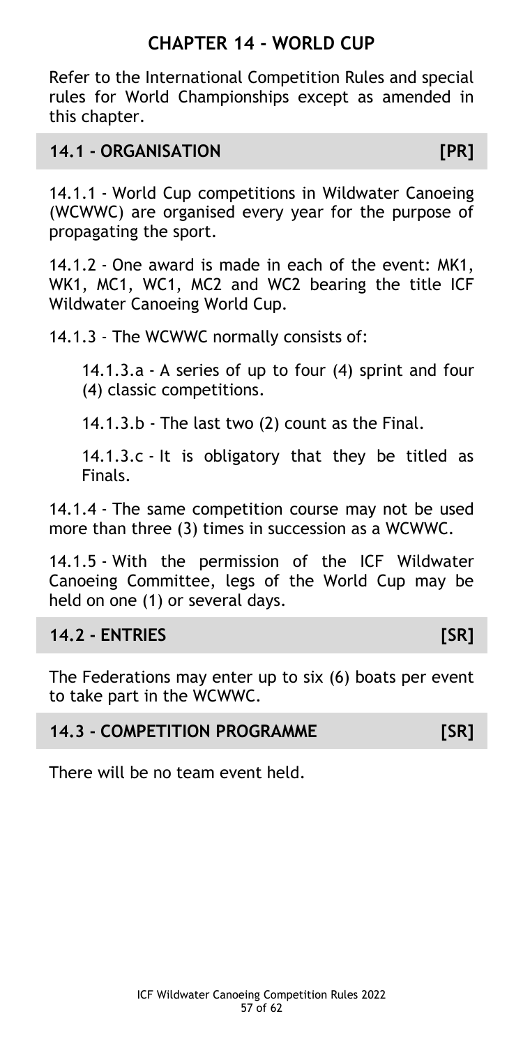# CHAPTER 14 - WORLD CUP

Refer to the International Competition Rules and special rules for World Championships except as amended in this chapter.

## 14.1 - ORGANISATION [PR]

14.1.1 - World Cup competitions in Wildwater Canoeing (WCWWC) are organised every year for the purpose of propagating the sport.

14.1.2 - One award is made in each of the event: MK1, WK1, MC1, WC1, MC2 and WC2 bearing the title ICF Wildwater Canoeing World Cup.

14.1.3 - The WCWWC normally consists of:

> 14.1.3.a - A series of up to four (4) sprint and four (4) classic competitions.
>
> 14.1.3.b - The last two (2) count as the Final.
>
> 14.1.3.c - It is obligatory that they be titled as Finals.

14.1.4 - The same competition course may not be used more than three (3) times in succession as a WCWWC.

14.1.5 - With the permission of the ICF Wildwater Canoeing Committee, legs of the World Cup may be held on one (1) or several days.

## 14.2 - ENTRIES [SR]

The Federations may enter up to six (6) boats per event to take part in the WCWWC.

## 14.3 - COMPETITION PROGRAMME [SR]

There will be no team event held.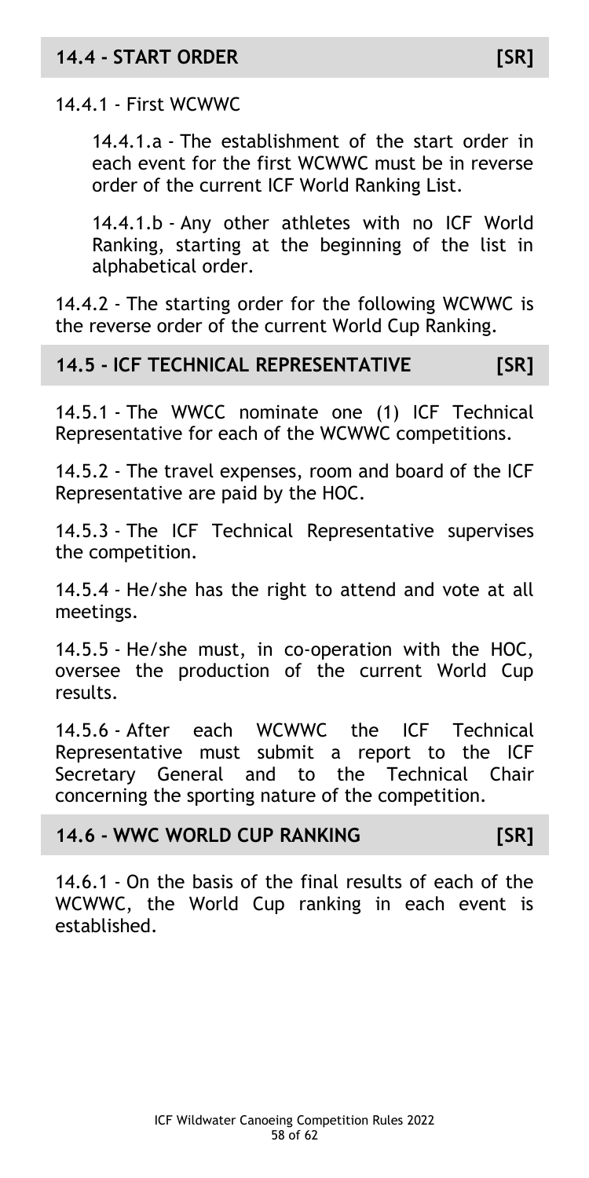## 14.4 - START ORDER [SR]

14.4.1 - First WCWWC

14.4.1.a - The establishment of the start order in each event for the first WCWWC must be in reverse order of the current ICF World Ranking List.

14.4.1.b - Any other athletes with no ICF World Ranking, starting at the beginning of the list in alphabetical order.

14.4.2 - The starting order for the following WCWWC is the reverse order of the current World Cup Ranking.

## 14.5 - ICF TECHNICAL REPRESENTATIVE [SR]

14.5.1 - The WWCC nominate one (1) ICF Technical Representative for each of the WCWWC competitions.

14.5.2 - The travel expenses, room and board of the ICF Representative are paid by the HOC.

14.5.3 - The ICF Technical Representative supervises the competition.

14.5.4 - He/she has the right to attend and vote at all meetings.

14.5.5 - He/she must, in co-operation with the HOC, oversee the production of the current World Cup results.

14.5.6 - After each WCWWC the ICF Technical Representative must submit a report to the ICF Secretary General and to the Technical Chair concerning the sporting nature of the competition.

## 14.6 - WWC WORLD CUP RANKING [SR]

14.6.1 - On the basis of the final results of each of the WCWWC, the World Cup ranking in each event is established.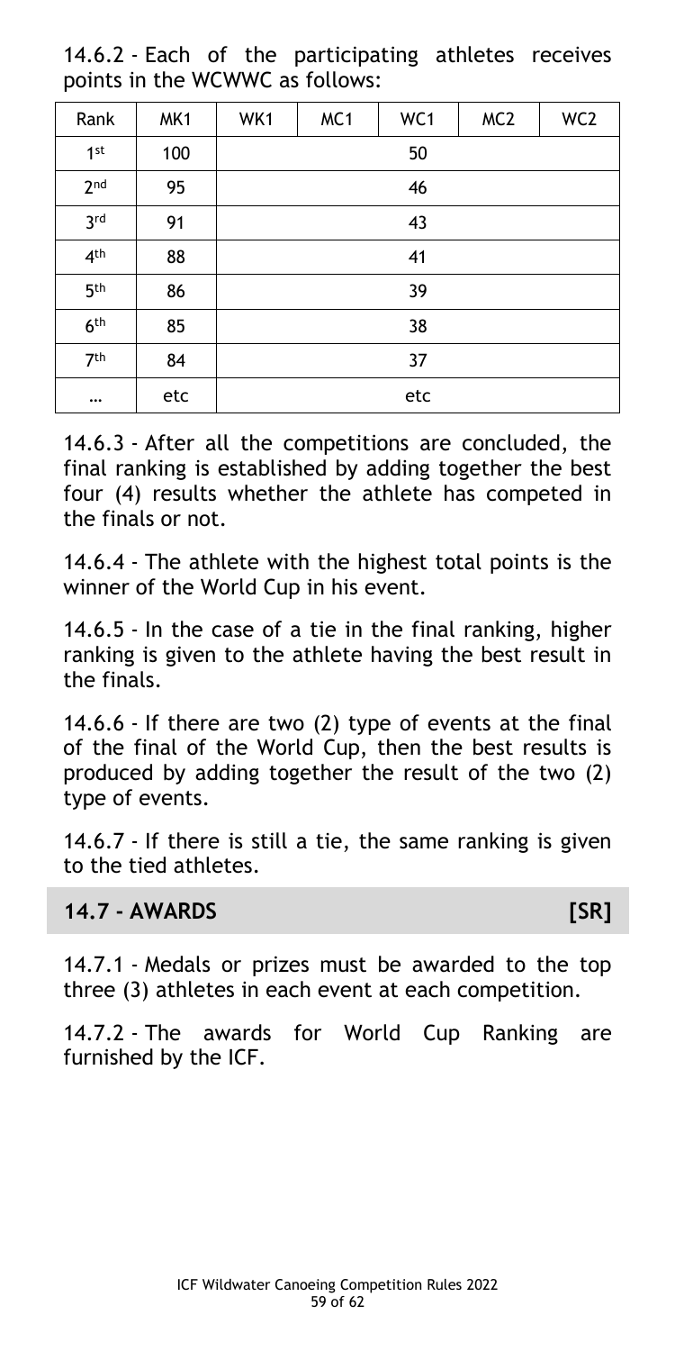14.6.2 - Each of the participating athletes receives points in the WCWWC as follows:

| Rank | MK1 | WK1 | MC1 | WC1 | MC2 | WC2 |
|---|---|---|---|---|---|---|
| 1st | 100 | 50 | | | | |
| 2nd | 95 | 46 | | | | |
| 3rd | 91 | 43 | | | | |
| 4th | 88 | 41 | | | | |
| 5th | 86 | 39 | | | | |
| 6th | 85 | 38 | | | | |
| 7th | 84 | 37 | | | | |
| … | etc | etc | | | | |

14.6.3 - After all the competitions are concluded, the final ranking is established by adding together the best four (4) results whether the athlete has competed in the finals or not.

14.6.4 - The athlete with the highest total points is the winner of the World Cup in his event.

14.6.5 - In the case of a tie in the final ranking, higher ranking is given to the athlete having the best result in the finals.

14.6.6 - If there are two (2) type of events at the final of the final of the World Cup, then the best results is produced by adding together the result of the two (2) type of events.

14.6.7 - If there is still a tie, the same ranking is given to the tied athletes.

## 14.7 - AWARDS [SR]

14.7.1 - Medals or prizes must be awarded to the top three (3) athletes in each event at each competition.

14.7.2 - The awards for World Cup Ranking are furnished by the ICF.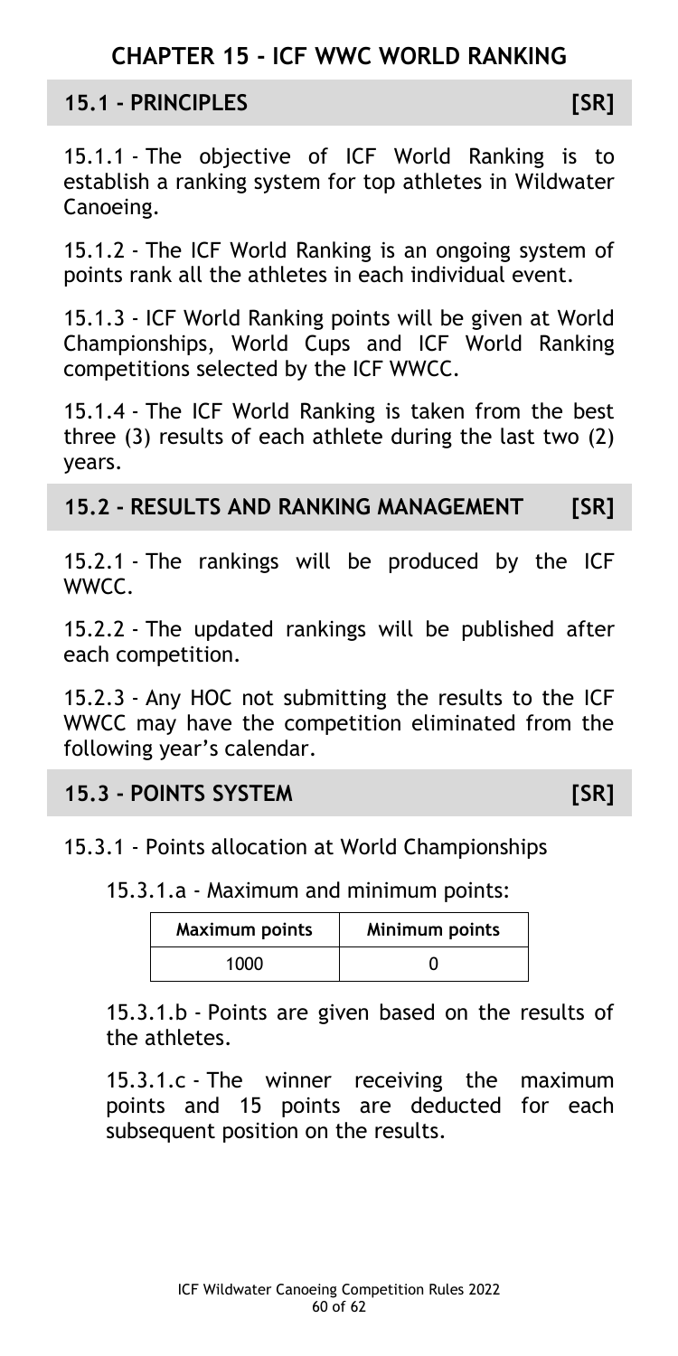# CHAPTER 15 - ICF WWC WORLD RANKING

## 15.1 - PRINCIPLES [SR]

15.1.1 - The objective of ICF World Ranking is to establish a ranking system for top athletes in Wildwater Canoeing.

15.1.2 - The ICF World Ranking is an ongoing system of points rank all the athletes in each individual event.

15.1.3 - ICF World Ranking points will be given at World Championships, World Cups and ICF World Ranking competitions selected by the ICF WWCC.

15.1.4 - The ICF World Ranking is taken from the best three (3) results of each athlete during the last two (2) years.

## 15.2 - RESULTS AND RANKING MANAGEMENT [SR]

15.2.1 - The rankings will be produced by the ICF WWCC.

15.2.2 - The updated rankings will be published after each competition.

15.2.3 - Any HOC not submitting the results to the ICF WWCC may have the competition eliminated from the following year's calendar.

## 15.3 - POINTS SYSTEM [SR]

15.3.1 - Points allocation at World Championships

15.3.1.a - Maximum and minimum points:

| Maximum points | Minimum points |
|---|---|
| 1000 | 0 |

15.3.1.b - Points are given based on the results of the athletes.

15.3.1.c - The winner receiving the maximum points and 15 points are deducted for each subsequent position on the results.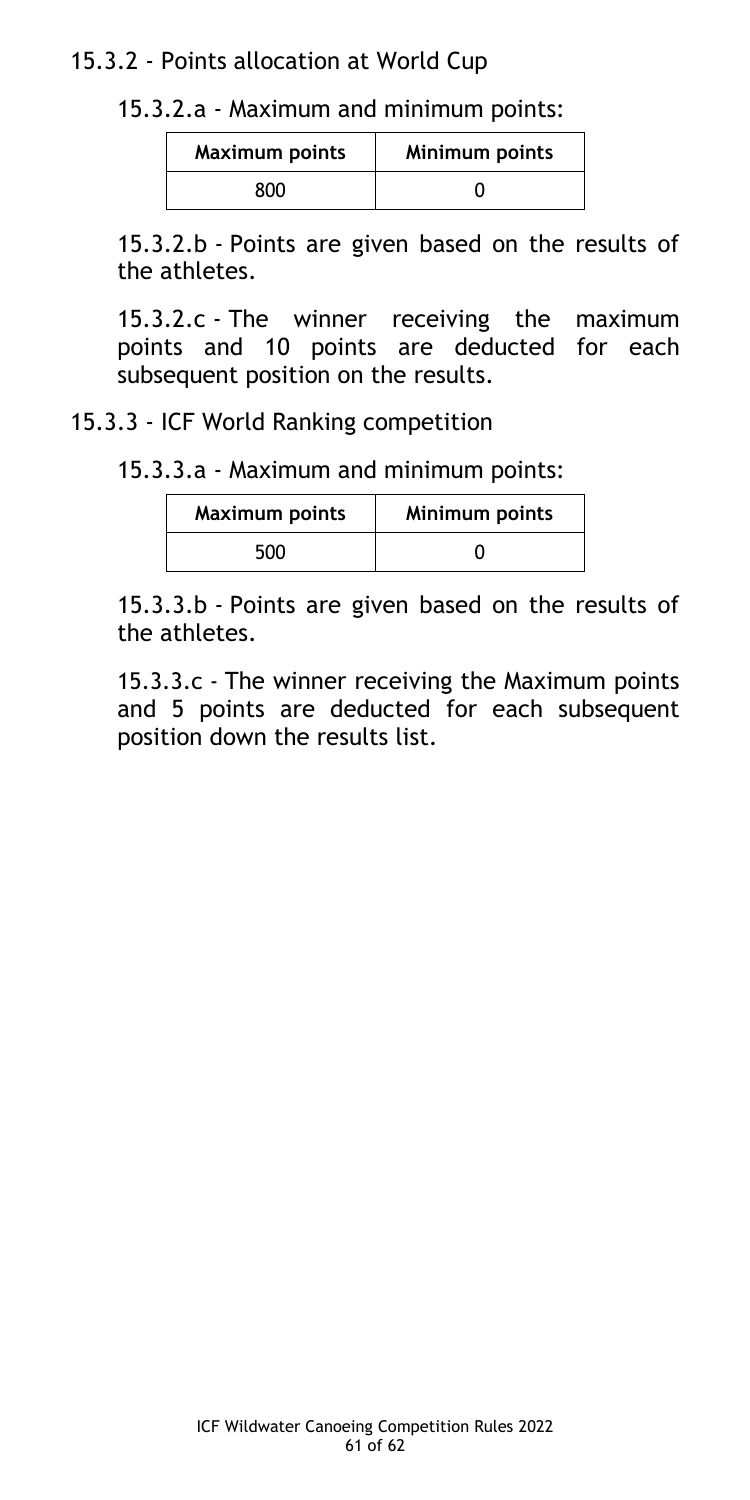### 15.3.2 - Points allocation at World Cup

#### 15.3.2.a - Maximum and minimum points:

| Maximum points | Minimum points |
| --- | --- |
| 800 | 0 |

15.3.2.b - Points are given based on the results of the athletes.

15.3.2.c - The winner receiving the maximum points and 10 points are deducted for each subsequent position on the results.

### 15.3.3 - ICF World Ranking competition

#### 15.3.3.a - Maximum and minimum points:

| Maximum points | Minimum points |
| --- | --- |
| 500 | 0 |

15.3.3.b - Points are given based on the results of the athletes.

15.3.3.c - The winner receiving the Maximum points and 5 points are deducted for each subsequent position down the results list.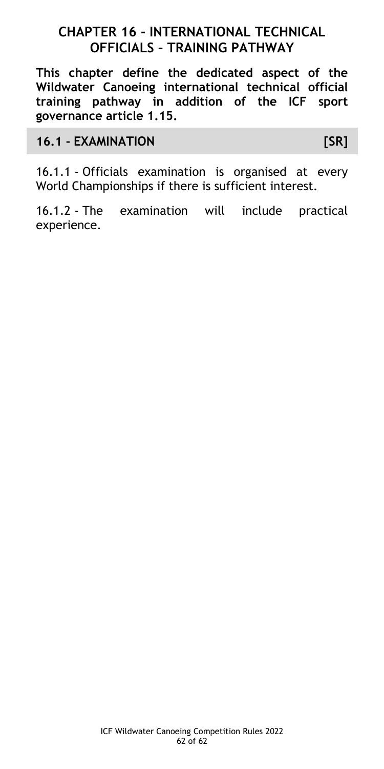# CHAPTER 16 - INTERNATIONAL TECHNICAL OFFICIALS – TRAINING PATHWAY

**This chapter define the dedicated aspect of the Wildwater Canoeing international technical official training pathway in addition of the ICF sport governance article 1.15.**

## 16.1 - EXAMINATION [SR]

16.1.1 - Officials examination is organised at every World Championships if there is sufficient interest.

16.1.2 - The examination will include practical experience.